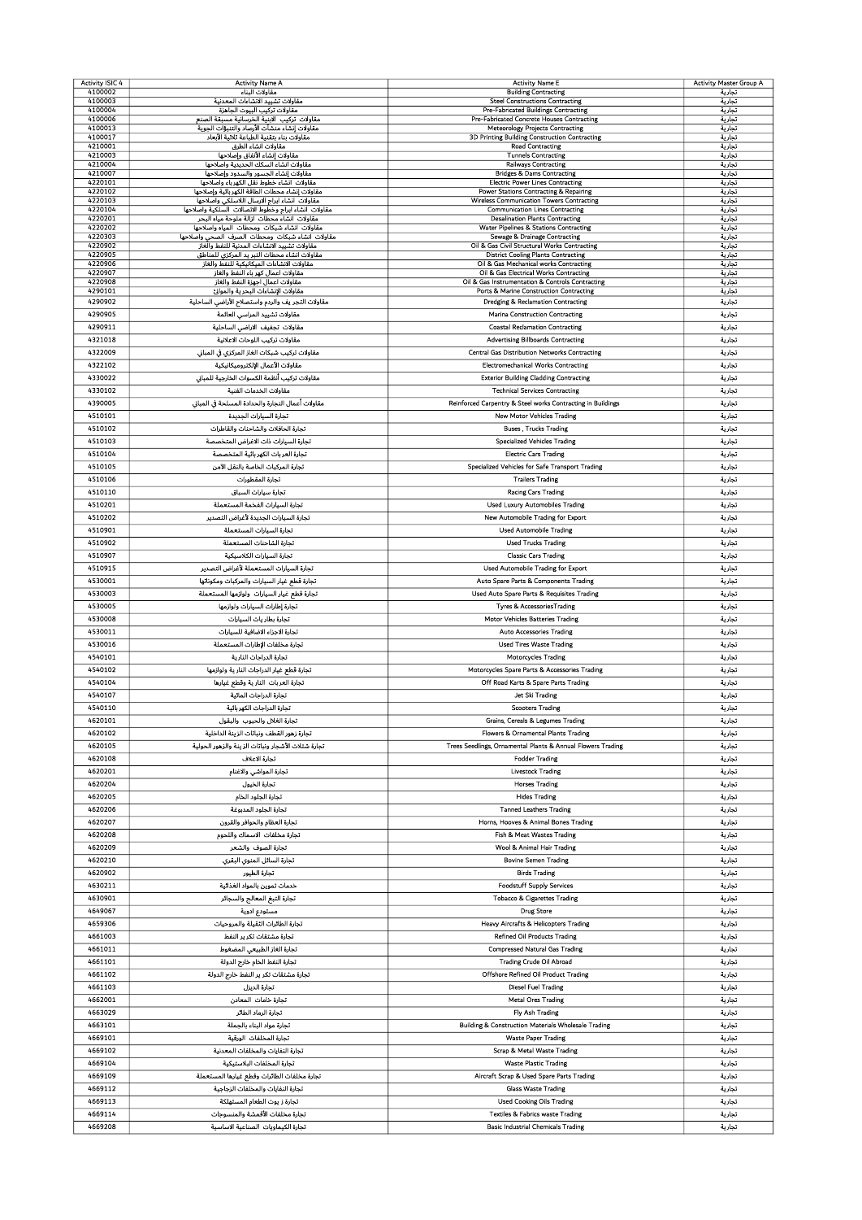| Activity ISIC 4 | Activity Name A | Activity Name E | Activity Master Group A |
|---|---|---|---|
| 4100002 | مقاولات البناء | Building Contracting | تجارية |
| 4100003 | مقاولات تشييد الانشاءات المعدنية | Steel Constructions Contracting | تجارية |
| 4100004 | مقاولات تركيب البيوت الجاهزة | Pre-Fabricated Buildings Contracting | تجارية |
| 4100006 | مقاولات تركيب الابنية الخرسانية مسبقة الصنع | Pre-Fabricated Concrete Houses Contracting | تجارية |
| 4100013 | مقاولات إنشاء منشآت الأرصاد والتنبؤات الجوية | Meteorology Projects Contracting | تجارية |
| 4100017 | مقاولات بناء بتقنية الطباعة ثلاثية الأبعاد | 3D Printing Building Construction Contracting | تجارية |
| 4210001 | مقاولات انشاء الطرق | Road Contracting | تجارية |
| 4210003 | مقاولات إنشاء الأنفاق وإصلاحها | Tunnels Contracting | تجارية |
| 4210004 | مقاولات انشاء السكك الحديدية واصلاحها | Railways Contracting | تجارية |
| 4210007 | مقاولات إنشاء الجسور والسدود وإصلاحها | Bridges & Dams Contracting | تجارية |
| 4220101 | مقاولات انشاء خطوط نقل الكهرباء واصلاحها | Electric Power Lines Contracting | تجارية |
| 4220102 | مقاولات إنشاء محطات الطاقة الكهربائية وإصلاحها | Power Stations Contracting & Repairing | تجارية |
| 4220103 | مقاولات انشاء ابراج الإرسال اللاسلكي واصلاحها | Wireless Communication Towers Contracting | تجارية |
| 4220104 | مقاولات انشاء ابراج وخطوط الاتصالات السلكية واصلاحها | Communication Lines Contracting | تجارية |
| 4220201 | مقاولات انشاء محطات ازالة ملوحة مياه البحر | Desalination Plants Contracting | تجارية |
| 4220202 | مقاولات انشاء شبكات ومحطات المياه وإصلاحها | Water Pipelines & Stations Contracting | تجارية |
| 4220303 | مقاولات انشاء شبكات ومحطات الصرف الصحي واصلاحها | Sewage & Drainage Contracting | تجارية |
| 4220902 | مقاولات تشييد الانشاءات المدنية للنفط والغاز | Oil & Gas Civil Structural Works Contracting | تجارية |
| 4220905 | مقاولات انشاء محطات التبريد المركزي للمناطق | District Cooling Plants Contracting | تجارية |
| 4220906 | مقاولات الانشاءات الميكانيكية للنفط والغاز | Oil & Gas Mechanical works Contracting | تجارية |
| 4220907 | مقاولات اعمال كهرباء النفط والغاز | Oil & Gas Electrical Works Contracting | تجارية |
| 4220908 | مقاولات اعمال اجهزة النفط والغاز | Oil & Gas Instrumentation & Controls Contracting | تجارية |
| 4290101 | مقاولات الإنشاءات البحرية والموانئ | Ports & Marine Construction Contracting | تجارية |
| 4290902 | مقاولات التجريف والردم واستصلاح الأراضي الساحلية | Dredging & Reclamation Contracting | تجارية |
| 4290905 | مقاولات تشييد المراسي العائمة | Marina Construction Contracting | تجارية |
| 4290911 | مقاولات تجفيف الاراضي الساحلية | Coastal Reclamation Contracting | تجارية |
| 4321018 | مقاولات تركيب اللوحات الاعلانية | Advertising Billboards Contracting | تجارية |
| 4322009 | مقاولات تركيب شبكات الغاز المركزي في المباني | Central Gas Distribution Networks Contracting | تجارية |
| 4322102 | مقاولات الأعمال الإلكتروميكانيكية | Electromechanical Works Contracting | تجارية |
| 4330022 | مقاولات تركيب أنظمة الكسوات الخارجية للمباني | Exterior Building Cladding Contracting | تجارية |
| 4330102 | مقاولات الخدمات الفنية | Technical Services Contracting | تجارية |
| 4390005 | مقاولات أعمال النجارة والحدادة المسلحة في المباني | Reinforced Carpentry & Steel works Contracting in Buildings | تجارية |
| 4510101 | تجارة السيارات الجديدة | New Motor Vehicles Trading | تجارية |
| 4510102 | تجارة الحافلات والشاحنات والقاطرات | Buses , Trucks Trading | تجارية |
| 4510103 | تجارة السيارات ذات الاغراض المتخصصة | Specialized Vehicles Trading | تجارية |
| 4510104 | تجارة العربات الكهربائية المتخصصة | Electric Cars Trading | تجارية |
| 4510105 | تجارة المركبات الخاصة بالنقل الامن | Specialized Vehicles for Safe Transport Trading | تجارية |
| 4510106 | تجارة المقطورات | Trailers Trading | تجارية |
| 4510110 | تجارة سيارات السباق | Racing Cars Trading | تجارية |
| 4510201 | تجارة السيارات الفخمة المستعملة | Used Luxury Automobiles Trading | تجارية |
| 4510202 | تجارة السيارات الجديدة لأغراض التصدير | New Automobile Trading for Export | تجارية |
| 4510901 | تجارة السيارات المستعملة | Used Automobile Trading | تجارية |
| 4510902 | تجارة الشاحنات المستعملة | Used Trucks Trading | تجارية |
| 4510907 | تجارة السيارات الكلاسيكية | Classic Cars Trading | تجارية |
| 4510915 | تجارة السيارات المستعملة لأغراض التصدير | Used Automobile Trading for Export | تجارية |
| 4530001 | تجارة قطع غيار السيارات والمركبات ومكوناتها | Auto Spare Parts & Components Trading | تجارية |
| 4530003 | تجارة قطع غيار السيارات ولوازمها المستعملة | Used Auto Spare Parts & Requisites Trading | تجارية |
| 4530005 | تجارة إطارات السيارات ولوازمها | Tyres & AccessoriesTrading | تجارية |
| 4530008 | تجارة بطاريات السيارات | Motor Vehicles Batteries Trading | تجارية |
| 4530011 | تجارة الاجزاء الاضافية للسيارات | Auto Accessories Trading | تجارية |
| 4530016 | تجارة مخلفات الإطارات المستعملة | Used Tires Waste Trading | تجارية |
| 4540101 | تجارة الدراجات النارية | Motorcycles Trading | تجارية |
| 4540102 | تجارة قطع غيار الدراجات النارية ولوازمها | Motorcycles Spare Parts & Accessories Trading | تجارية |
| 4540104 | تجارة العربات النارية وقطع غيارها | Off Road Karts & Spare Parts Trading | تجارية |
| 4540107 | تجارة الدراجات المائية | Jet Ski Trading | تجارية |
| 4540110 | تجارة الدراجات الكهربائية | Scooters Trading | تجارية |
| 4620101 | تجارة الغلال والحبوب والبقول | Grains, Cereals & Legumes Trading | تجارية |
| 4620102 | تجارة زهور القطف ونباتات الزينة الداخلية | Flowers & Ornamental Plants Trading | تجارية |
| 4620105 | تجارة شتلات الأشجار ونباتات الزينة والزهور الحولية | Trees Seedlings, Ornamental Plants & Annual Flowers Trading | تجارية |
| 4620108 | تجارة الاعلاف | Fodder Trading | تجارية |
| 4620201 | تجارة المواشي والاغنام | Livestock Trading | تجارية |
| 4620204 | تجارة الخيول | Horses Trading | تجارية |
| 4620205 | تجارة الجلود الخام | Hides Trading | تجارية |
| 4620206 | تجارة الجلود المدبوغة | Tanned Leathers Trading | تجارية |
| 4620207 | تجارة العظام والحوافر والقرون | Horns, Hooves & Animal Bones Trading | تجارية |
| 4620208 | تجارة مخلفات الاسماك واللحوم | Fish & Meat Wastes Trading | تجارية |
| 4620209 | تجارة الصوف والشعر | Wool & Animal Hair Trading | تجارية |
| 4620210 | تجارة السائل المنوي البقري | Bovine Semen Trading | تجارية |
| 4620902 | تجارة الطيور | Birds Trading | تجارية |
| 4630211 | خدمات تموين بالمواد الغذائية | Foodstuff Supply Services | تجارية |
| 4630901 | تجارة التبغ المعالج والسجائر | Tobacco & Cigarettes Trading | تجارية |
| 4649067 | مستودع ادوية | Drug Store | تجارية |
| 4659306 | تجارة الطائرات الثقيلة والمروحيات | Heavy Aircrafts & Helicopters Trading | تجارية |
| 4661003 | تجارة مشتقات تكرير النفط | Refined Oil Products Trading | تجارية |
| 4661011 | تجارة الغاز الطبيعي المضغوط | Compressed Natural Gas Trading | تجارية |
| 4661101 | تجارة النفط الخام خارج الدولة | Trading Crude Oil Abroad | تجارية |
| 4661102 | تجارة مشتقات تكرير النفط خارج الدولة | Offshore Refined Oil Product Trading | تجارية |
| 4661103 | تجارة الديزل | Diesel Fuel Trading | تجارية |
| 4662001 | تجارة خامات المعادن | Metal Ores Trading | تجارية |
| 4663029 | تجارة الرماد الطائر | Fly Ash Trading | تجارية |
| 4663101 | تجارة مواد البناء بالجملة | Building & Construction Materials Wholesale Trading | تجارية |
| 4669101 | تجارة المخلفات الورقية | Waste Paper Trading | تجارية |
| 4669102 | تجارة النفايات والمخلفات المعدنية | Scrap & Metal Waste Trading | تجارية |
| 4669104 | تجارة المخلفات البلاستيكية | Waste Plastic Trading | تجارية |
| 4669109 | تجارة مخلفات الطائرات وقطع غيارها المستعملة | Aircraft Scrap & Used Spare Parts Trading | تجارية |
| 4669112 | تجارة النفايات والمخلفات الزجاجية | Glass Waste Trading | تجارية |
| 4669113 | تجارة زيوت الطعام المستهلكة | Used Cooking Oils Trading | تجارية |
| 4669114 | تجارة مخلفات الأقمشة والمنسوجات | Textiles & Fabrics waste Trading | تجارية |
| 4669208 | تجارة الكيماويات الصناعية الاساسية | Basic Industrial Chemicals Trading | تجارية |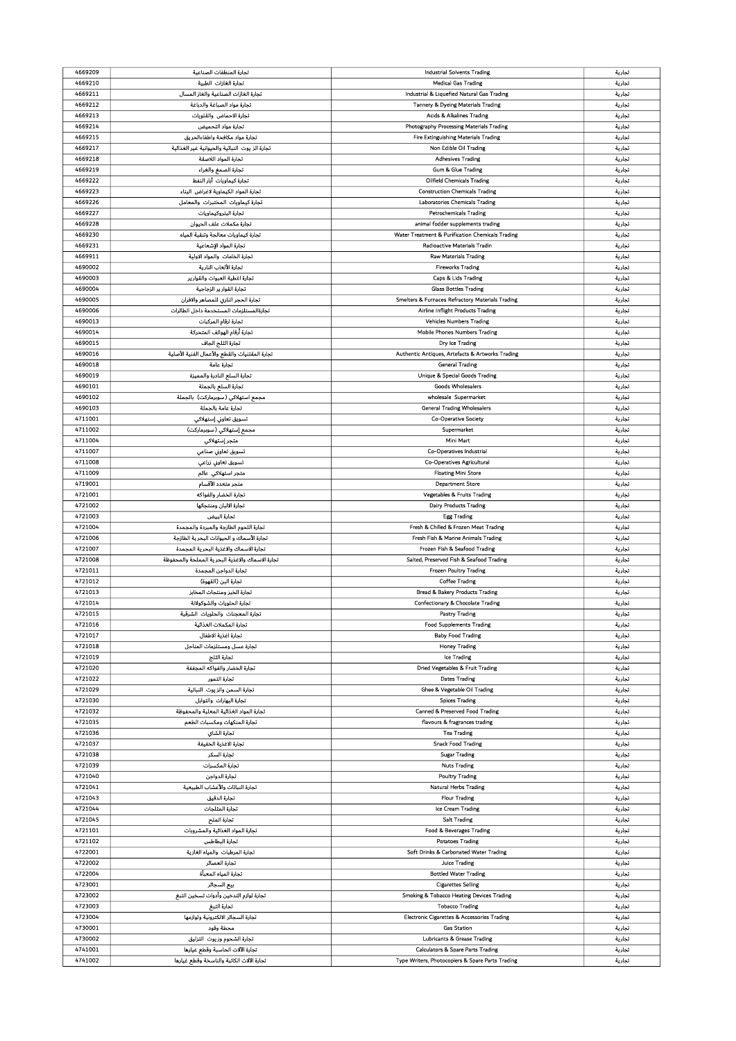| 4669209 | تجارة المنظفات الصناعية | Industrial Solvents Trading | تجارية |
|---|---|---|---|
| 4669210 | تجارة الغازات الطبية | Medical Gas Trading | تجارية |
| 4669211 | تجارة الغازات الصناعية والغاز المسال | Industrial & Liquefied Natural Gas Trading | تجارية |
| 4669212 | تجارة مواد الصباغة والدباغة | Tannery & Dyeing Materials Trading | تجارية |
| 4669213 | تجارة الاحماض والقلويات | Acids & Alkalines Trading | تجارية |
| 4669214 | تجارة مواد التحميض | Photography Processing Materials Trading | تجارية |
| 4669215 | تجارة مواد مكافحة واطفاءالحريق | Fire Extinguishing Materials Trading | تجارية |
| 4669217 | تجارة الز يوت النباتية والحيوانية غير الغذائية | Non Edible Oil Trading | تجارية |
| 4669218 | تجارة المواد اللاصقة | Adhesives Trading | تجارية |
| 4669219 | تجارة الصمغ والغراء | Gum & Glue Trading | تجارية |
| 4669222 | تجارة كيماويات آبار النفط | Oilfield Chemicals Trading | تجارية |
| 4669223 | تجارة المواد الكيماوية لاغراض البناء | Construction Chemicals Trading | تجارية |
| 4669226 | تجارة كيماويات المختبرات والمعامل | Laboratories Chemicals Trading | تجارية |
| 4669227 | تجارة البتروكيماويات | Petrochemicals Trading | تجارية |
| 4669228 | تجارة مكملات علف الحيوان | animal fodder supplements trading | تجارية |
| 4669230 | تجارة كيماويات معالجة وتنقية المياه | Water Treatment & Purification Chemicals Trading | تجارية |
| 4669231 | تجارة المواد الإشعاعية | Radioactive Materials Tradin | تجارية |
| 4669911 | تجارة الخامات والمواد الاولية | Raw Materials Trading | تجارية |
| 4690002 | تجارة الألعاب النارية | Fireworks Trading | تجارية |
| 4690003 | تجارة اغطية العبوات والقوارير | Caps & Lids Trading | تجارية |
| 4690004 | تجارة القوارير الزجاجية | Glass Bottles Trading | تجارية |
| 4690005 | تجارة الحجر الناري للمصاهر والافران | Smelters & Furnaces Refractory Materials Trading | تجارية |
| 4690006 | تجارةالمستلزمات المستخدمة داخل الطائرات | Airline Inflight Products Trading | تجارية |
| 4690013 | تجارة ارقام المركبات | Vehicles Numbers Trading | تجارية |
| 4690014 | تجارة أرقام الهواتف المتحركة | Mobile Phones Numbers Trading | تجارية |
| 4690015 | تجارة الثلج الجاف | Dry Ice Trading | تجارية |
| 4690016 | تجارة المقتنيات والقطع والأعمال الفنية الأصلية | Authentic Antiques, Artefacts & Artworks Trading | تجارية |
| 4690018 | تجارة عامة | General Trading | تجارية |
| 4690019 | تجارة السلع النادرة والمميزة | Unique & Special Goods Trading | تجارية |
| 4690101 | تجارة السلع بالجملة | Goods Wholesalers | تجارية |
| 4690102 | مجمع استهلاكي (سوبرماركت) بالجملة | wholesale Supermarket | تجارية |
| 4690103 | تجارة عامة بالجملة | General Trading Wholesalers | تجارية |
| 4711001 | تسويق تعاوني إستهلاكي | Co-Operative Society | تجارية |
| 4711002 | مجمع إستهلاكي (سوبرماركت) | Supermarket | تجارية |
| 4711004 | متجر إستهلاكي | Mini Mart | تجارية |
| 4711007 | تسويق تعاوني صناعي | Co-Operatives Industrial | تجارية |
| 4711008 | تسويق تعاوني زراعي | Co-Operatives Agricultural | تجارية |
| 4711009 | متجر استهلاكي عائم | Floating Mini Store | تجارية |
| 4719001 | متجر متعدد الأقسام | Department Store | تجارية |
| 4721001 | تجارة الخضار والفواكه | Vegetables & Fruits Trading | تجارية |
| 4721002 | تجارة الالبان ومنتجاتها | Dairy Products Trading | تجارية |
| 4721003 | تجارة البيض | Egg Trading | تجارية |
| 4721004 | تجارة اللحوم الطازجة والمبردة والمجمدة | Fresh & Chilled & Frozen Meat Trading | تجارية |
| 4721006 | تجارة الأسماك و الحيوانات البحرية الطازجة | Fresh Fish & Marine Animals Trading | تجارية |
| 4721007 | تجارة الاسماك والاغذية البحرية المجمدة | Frozen Fish & Seafood Trading | تجارية |
| 4721008 | تجارة الاسماك والاغذية البحرية المملحة والمحفوظة | Salted, Preserved Fish & Seafood Trading | تجارية |
| 4721011 | تجارة الدواجن المجمدة | Frozen Poultry Trading | تجارية |
| 4721012 | تجارة البن (القهوة) | Coffee Trading | تجارية |
| 4721013 | تجارة الخبز ومنتجات المخابز | Bread & Bakery Products Trading | تجارية |
| 4721014 | تجارة الحلويات والشوكولاتة | Confectionary & Chocolate Trading | تجارية |
| 4721015 | تجارة المعجنات والحلويات الشرقية | Pastry Trading | تجارية |
| 4721016 | تجارة المكملات الغذائية | Food Supplements Trading | تجارية |
| 4721017 | تجارة اغذية الاطفال | Baby Food Trading | تجارية |
| 4721018 | تجارة عسل ومستلزمات المناحل | Honey Trading | تجارية |
| 4721019 | تجارة الثلج | Ice Trading | تجارية |
| 4721020 | تجارة الخضار والفواكه المجففة | Dried Vegetables & Fruit Trading | تجارية |
| 4721022 | تجارة التمور | Dates Trading | تجارية |
| 4721029 | تجارة السمن والزيوت النباتية | Ghee & Vegetable Oil Trading | تجارية |
| 4721030 | تجارة البهارات والتوابل | Spices Trading | تجارية |
| 4721032 | تجارة المواد الغذائية المعلبة والمحفوظة | Canned & Preserved Food Trading | تجارية |
| 4721035 | تجارة المنكهات ومكسبات الطعم | flavours & fragrances trading | تجارية |
| 4721036 | تجارة الشاي | Tea Trading | تجارية |
| 4721037 | تجارة الاغذية الخفيفة | Snack Food Trading | تجارية |
| 4721038 | تجارة السكر | Sugar Trading | تجارية |
| 4721039 | تجارة المكسرات | Nuts Trading | تجارية |
| 4721040 | تجارة الدواجن | Poultry Trading | تجارية |
| 4721041 | تجارة النباتات والأعشاب الطبيعية | Natural Herbs Trading | تجارية |
| 4721043 | تجارة الدقيق | Flour Trading | تجارية |
| 4721044 | تجارة المثلجات | Ice Cream Trading | تجارية |
| 4721045 | تجارة الملح | Salt Trading | تجارية |
| 4721101 | تجارة المواد الغذائية والمشروبات | Food & Beverages Trading | تجارية |
| 4721102 | تجارة البطاطس | Potatoes Trading | تجارية |
| 4722001 | تجارة المرطبات والمياه الغازية | Soft Drinks & Carbonated Water Trading | تجارية |
| 4722002 | تجارة العصائر | Juice Trading | تجارية |
| 4722004 | تجارة المياه المعبأة | Bottled Water Trading | تجارية |
| 4723001 | بيع السجائر | Cigarettes Selling | تجارية |
| 4723002 | تجارة لوازم التدخين وأدوات تسخين التبغ | Smoking & Tobacco Heating Devices Trading | تجارية |
| 4723003 | تجارة التبغ | Tobacco Trading | تجارية |
| 4723004 | تجارة السجائر الالكترونية ولوازمها | Electronic Cigarettes & Accessories Trading | تجارية |
| 4730001 | محطة وقود | Gas Station | تجارية |
| 4730002 | تجارة الشحوم وزيوت التزليق | Lubricants & Grease Trading | تجارية |
| 4741001 | تجارة الآلات الحاسبة وقطع غيارها | Calculators & Spare Parts Trading | تجارية |
| 4741002 | تجارة الآلات الكاتبة والناسخة وقطع غيارها | Type Writers, Photocopiers & Spare Parts Trading | تجارية |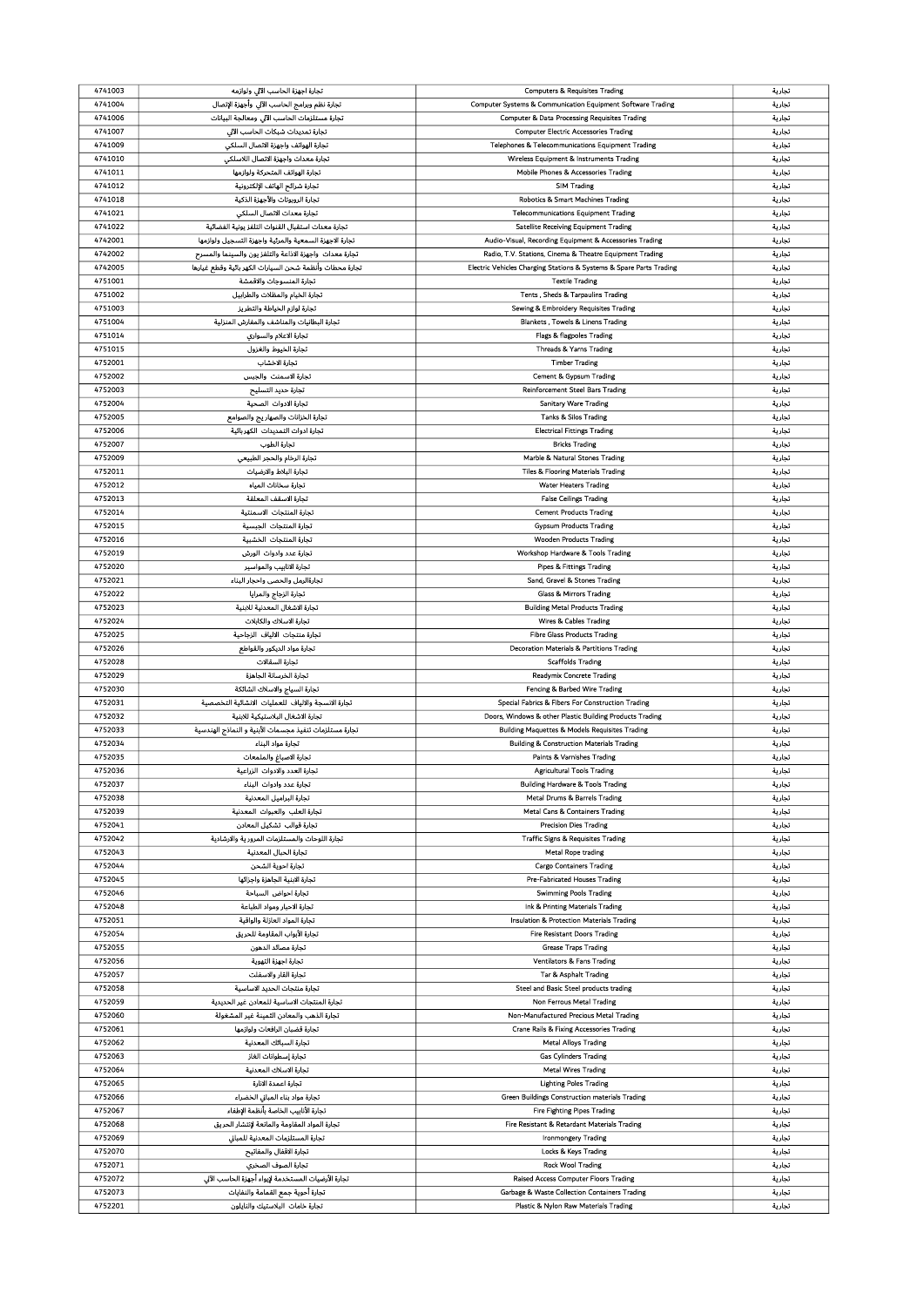| 4741003 | تجارة اجهزة الحاسب الآلي ولوازمه | Computers & Requisites Trading | تجارية |
|---|---|---|---|
| 4741004 | تجارة نظم وبرامج الحاسب الآلي وأجهزة الإتصال | Computer Systems & Communication Equipment Software Trading | تجارية |
| 4741006 | تجارة مستلزمات الحاسب الآلي ومعالجة البيانات | Computer & Data Processing Requisites Trading | تجارية |
| 4741007 | تجارة تمديدات شبكات الحاسب الآلي | Computer Electric Accessories Trading | تجارية |
| 4741009 | تجارة الهواتف واجهزة الاتصال السلكي | Telephones & Telecommunications Equipment Trading | تجارية |
| 4741010 | تجارة معدات واجهزة الاتصال اللاسلكي | Wireless Equipment & Instruments Trading | تجارية |
| 4741011 | تجارة الهواتف المتحركة ولوازمها | Mobile Phones & Accessories Trading | تجارية |
| 4741012 | تجارة شرائح الهاتف الإلكترونية | SIM Trading | تجارية |
| 4741018 | تجارة الروبوتات والأجهزة الذكية | Robotics & Smart Machines Trading | تجارية |
| 4741021 | تجارة معدات الاتصال السلكي | Telecommunications Equipment Trading | تجارية |
| 4741022 | تجارة معدات استقبال القنوات التلفزيونية الفضائية | Satellite Receiving Equipment Trading | تجارية |
| 4742001 | تجارة الاجهزة السمعية والمرئية واجهزة التسجيل ولوازمها | Audio-Visual, Recording Equipment & Accessories Trading | تجارية |
| 4742002 | تجارة معدات واجهزة الاذاعة والتلفزيون والسينما والمسرح | Radio, T.V. Stations, Cinema & Theatre Equipment Trading | تجارية |
| 4742005 | تجارة محطات وأنظمة شحن السيارات الكهربائية وقطع غيارها | Electric Vehicles Charging Stations & Systems & Spare Parts Trading | تجارية |
| 4751001 | تجارة المنسوجات والاقمشة | Textile Trading | تجارية |
| 4751002 | تجارة الخيام والمظلات والطرابيل | Tents , Sheds & Tarpaulins Trading | تجارية |
| 4751003 | تجارة لوازم الخياطة والتطريز | Sewing & Embroidery Requisites Trading | تجارية |
| 4751004 | تجارة البطانيات والمناشف والمفارش المنزلية | Blankets , Towels & Linens Trading | تجارية |
| 4751014 | تجارة الاعلام والسواري | Flags & flagpoles Trading | تجارية |
| 4751015 | تجارة الخيوط والغزول | Threads & Yarns Trading | تجارية |
| 4752001 | تجارة الاخشاب | Timber Trading | تجارية |
| 4752002 | تجارة الاسمنت والجبس | Cement & Gypsum Trading | تجارية |
| 4752003 | تجارة حديد التسليح | Reinforcement Steel Bars Trading | تجارية |
| 4752004 | تجارة الادوات الصحية | Sanitary Ware Trading | تجارية |
| 4752005 | تجارة الخزانات والصهاريج والصوامع | Tanks & Silos Trading | تجارية |
| 4752006 | تجارة ادوات التمديدات الكهربائية | Electrical Fittings Trading | تجارية |
| 4752007 | تجارة الطوب | Bricks Trading | تجارية |
| 4752009 | تجارة الرخام والحجر الطبيعي | Marble & Natural Stones Trading | تجارية |
| 4752011 | تجارة البلاط والارضيات | Tiles & Flooring Materials Trading | تجارية |
| 4752012 | تجارة سخانات المياه | Water Heaters Trading | تجارية |
| 4752013 | تجارة الاسقف المعلقة | False Ceilings Trading | تجارية |
| 4752014 | تجارة المنتجات الاسمنتية | Cement Products Trading | تجارية |
| 4752015 | تجارة المنتجات الجبسية | Gypsum Products Trading | تجارية |
| 4752016 | تجارة المنتجات الخشبية | Wooden Products Trading | تجارية |
| 4752019 | تجارة عدد وادوات الورش | Workshop Hardware & Tools Trading | تجارية |
| 4752020 | تجارة الانابيب والمواسير | Pipes & Fittings Trading | تجارية |
| 4752021 | تجارةالرمل والحصى واحجار البناء | Sand, Gravel & Stones Trading | تجارية |
| 4752022 | تجارة الزجاج والمرايا | Glass & Mirrors Trading | تجارية |
| 4752023 | تجارة الاشغال المعدنية للابنية | Building Metal Products Trading | تجارية |
| 4752024 | تجارة الاسلاك والكابلات | Wires & Cables Trading | تجارية |
| 4752025 | تجارة منتجات الالياف الزجاجية | Fibre Glass Products Trading | تجارية |
| 4752026 | تجارة مواد الديكور والقواطع | Decoration Materials & Partitions Trading | تجارية |
| 4752028 | تجارة السقالات | Scaffolds Trading | تجارية |
| 4752029 | تجارة الخرسانة الجاهزة | Readymix Concrete Trading | تجارية |
| 4752030 | تجارة السياج والاسلاك الشائكة | Fencing & Barbed Wire Trading | تجارية |
| 4752031 | تجارة الانسجة والالياف للعمليات الانشائية التخصصية | Special Fabrics & Fibers For Construction Trading | تجارية |
| 4752032 | تجارة الاشغال البلاستيكية للابنية | Doors, Windows & other Plastic Building Products Trading | تجارية |
| 4752033 | تجارة مستلزمات تنفيذ مجسمات الأبنية و النماذج الهندسية | Building Maquettes & Models Requisites Trading | تجارية |
| 4752034 | تجارة مواد البناء | Building & Construction Materials Trading | تجارية |
| 4752035 | تجارة الاصباغ والملمعات | Paints & Varnishes Trading | تجارية |
| 4752036 | تجارة العدد والادوات الزراعية | Agricultural Tools Trading | تجارية |
| 4752037 | تجارة عدد وادوات البناء | Building Hardware & Tools Trading | تجارية |
| 4752038 | تجارة البراميل المعدنية | Metal Drums & Barrels Trading | تجارية |
| 4752039 | تجارة العلب والعبوات المعدنية | Metal Cans & Containers Trading | تجارية |
| 4752041 | تجارة قوالب تشكيل المعادن | Precision Dies Trading | تجارية |
| 4752042 | تجارة اللوحات والمستلزمات المرورية والارشادية | Traffic Signs & Requisites Trading | تجارية |
| 4752043 | تجارة الحبال المعدنية | Metal Rope trading | تجارية |
| 4752044 | تجارة احوية الشحن | Cargo Containers Trading | تجارية |
| 4752045 | تجارة الابنية الجاهزة واجزائها | Pre-Fabricated Houses Trading | تجارية |
| 4752046 | تجارة احواض السباحة | Swimming Pools Trading | تجارية |
| 4752048 | تجارة الاحبار ومواد الطباعة | Ink & Printing Materials Trading | تجارية |
| 4752051 | تجارة المواد العازلة والواقية | Insulation & Protection Materials Trading | تجارية |
| 4752054 | تجارة الأبواب المقاومة للحريق | Fire Resistant Doors Trading | تجارية |
| 4752055 | تجارة مصائد الدهون | Grease Traps Trading | تجارية |
| 4752056 | تجارة اجهزة التهوية | Ventilators & Fans Trading | تجارية |
| 4752057 | تجارة القار والاسفلت | Tar & Asphalt Trading | تجارية |
| 4752058 | تجارة منتجات الحديد الاساسية | Steel and Basic Steel products trading | تجارية |
| 4752059 | تجارة المنتجات الاساسية للمعادن غير الحديدية | Non Ferrous Metal Trading | تجارية |
| 4752060 | تجارة الذهب والمعادن الثمينة غير المشغولة | Non-Manufactured Precious Metal Trading | تجارية |
| 4752061 | تجارة قضبان الرافعات ولوازمها | Crane Rails & Fixing Accessories Trading | تجارية |
| 4752062 | تجارة السبائك المعدنية | Metal Alloys Trading | تجارية |
| 4752063 | تجارة إسطوانات الغاز | Gas Cylinders Trading | تجارية |
| 4752064 | تجارة الاسلاك المعدنية | Metal Wires Trading | تجارية |
| 4752065 | تجارة اعمدة الانارة | Lighting Poles Trading | تجارية |
| 4752066 | تجارة مواد بناء المباني الخضراء | Green Buildings Construction materials Trading | تجارية |
| 4752067 | تجارة الأنابيب الخاصة بأنظمة الإطفاء | Fire Fighting Pipes Trading | تجارية |
| 4752068 | تجارة المواد المقاومة والمانعة لإنتشار الحريق | Fire Resistant & Retardant Materials Trading | تجارية |
| 4752069 | تجارة المستلزمات المعدنية للمباني | Ironmongery Trading | تجارية |
| 4752070 | تجارة الاقفال والمفاتيح | Locks & Keys Trading | تجارية |
| 4752071 | تجارة الصوف الصخري | Rock Wool Trading | تجارية |
| 4752072 | تجارة الأرضيات المستخدمة لإيواء أجهزة الحاسب الآلي | Raised Access Computer Floors Trading | تجارية |
| 4752073 | تجارة أحوية جمع القمامة والنفايات | Garbage & Waste Collection Containers Trading | تجارية |
| 4752201 | تجارة خامات البلاستيك والنايلون | Plastic & Nylon Raw Materials Trading | تجارية |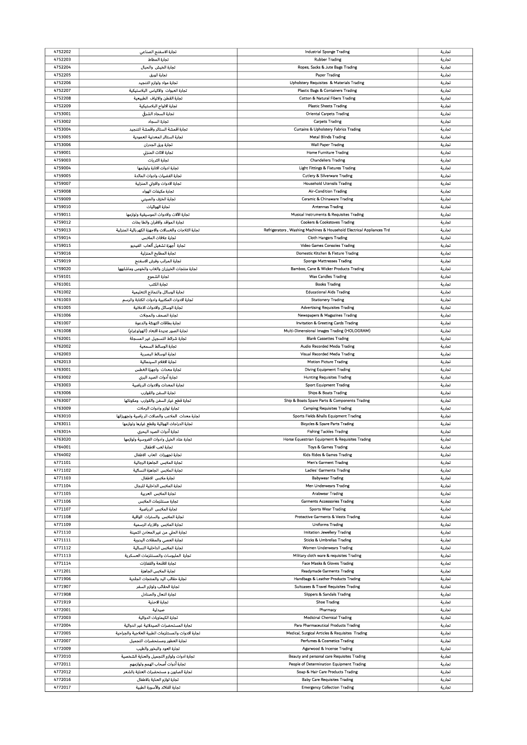| 4752202 | تجارة الاسفنج الصناعي | Industrial Sponge Trading | تجارية |
|---|---|---|---|
| 4752203 | تجارة المطاط | Rubber Trading | تجارية |
| 4752204 | تجارة الخيش والحبال | Ropes, Sacks & Jute Bags Trading | تجارية |
| 4752205 | تجارة الورق | Paper Trading | تجارية |
| 4752206 | تجارة مواد ولوازم التنجيد | Upholstery Requisites & Materials Trading | تجارية |
| 4752207 | تجارة العبوات والاكياس البلاستيكية | Plastic Bags & Containers Trading | تجارية |
| 4752208 | تجارة القطن والالياف الطبيعية | Cotton & Natural Fibers Trading | تجارية |
| 4752209 | تجارة الالواح البلاستيكية | Plastic Sheets Trading | تجارية |
| 4753001 | تجارة السجاد الشرقي | Oriental Carpets Trading | تجارية |
| 4753002 | تجارة السجاد | Carpets Trading | تجارية |
| 4753004 | تجارة اقمشة الستائر واقمشة التنجيد | Curtains & Upholstery Fabrics Trading | تجارية |
| 4753005 | تجارة الستائر المعدنية العمودية | Metal Blinds Trading | تجارية |
| 4753006 | تجارة ورق الجدران | Wall Paper Trading | تجارية |
| 4759001 | تجارة الاثاث المنزلي | Home Furniture Trading | تجارية |
| 4759003 | تجارة الثريات | Chandeliers Trading | تجارية |
| 4759004 | تجارة ادوات الانارة ولوازمها | Light Fittings & Fixtures Trading | تجارية |
| 4759005 | تجارة الفضيات وادوات المائدة | Cutlery & Silverware Trading | تجارية |
| 4759007 | تجارة الادوات والاواني المنزلية | Household Utensils Trading | تجارية |
| 4759008 | تجارة مكيفات الهواء | Air-Condition Trading | تجارية |
| 4759009 | تجارة الخزف والصيني | Ceramic & Chinaware Trading | تجارية |
| 4759010 | تجارة الهوائيات | Antennas Trading | تجارية |
| 4759011 | تجارة الالات والادوات الموسيقية ولوازمها | Musical Instruments & Requisites Trading | تجارية |
| 4759012 | تجارة المواقد والافران والطباخات | Cookers & Cookstoves Trading | تجارية |
| 4759013 | تجارة الثلاجات والغسالات والاجهزة الكهربائية المنزلية | Refrigerators , Washing Machines & Household Electrical Appliances Trd | تجارية |
| 4759014 | تجارة علاقات الملابس | Cloth Hangers Trading | تجارية |
| 4759015 | تجارة أجهزة تشغيل ألعاب الفيديو | Video Games Consoles Trading | تجارية |
| 4759016 | تجارة المطابخ المنزلية | Domestic Kitchen & Fixture Trading | تجارية |
| 4759019 | تجارة المراتب وفرش الاسفنج | Sponge Mattresses Trading | تجارية |
| 4759020 | تجارة منتجات الخيزران والغاب والخوص وماشابهها | Bamboo, Cane & Wicker Products Trading | تجارية |
| 4759101 | تجارة الشموع | Wax Candles Trading | تجارية |
| 4761001 | تجارة الكتب | Books Trading | تجارية |
| 4761002 | تجارة الوسائل والنماذج التعليمية | Educational Aids Trading | تجارية |
| 4761003 | تجارة الادوات المكتبية وادوات الكتابة والرسم | Stationery Trading | تجارية |
| 4761005 | تجارة الوسائل والادوات الاعلانية | Advertising Requisites Trading | تجارية |
| 4761006 | تجارة الصحف والمجلات | Newspapers & Magazines Trading | تجارية |
| 4761007 | تجارة بطاقات التهنئة والدعوة | Invitation & Greeting Cards Trading | تجارية |
| 4761008 | تجارة الصور عديدة الابعاد (الهولوغرام) | Multi-Dimensional Images Trading (HOLOGRAM) | تجارية |
| 4762001 | تجارة شرائط التسجيل غير المسجلة | Blank Cassettes Trading | تجارية |
| 4762002 | تجارة الوسائط السمعية | Audio Recorded Media Trading | تجارية |
| 4762003 | تجارة الوسائط البصرية | Visual Recorded Media Trading | تجارية |
| 4762013 | تجارة الافلام السينمائية | Motion Picture Trading | تجارية |
| 4763001 | تجارة معدات واجهزة الغطس | Diving Equipment Trading | تجارية |
| 4763002 | تجارة أدوات الصيد البري | Hunting Requisites Trading | تجارية |
| 4763003 | تجارة المعدات والادوات الرياضية | Sport Equipment Trading | تجارية |
| 4763006 | تجارة السفن والقوارب | Ships & Boats Trading | تجارية |
| 4763007 | تجارة قطع غيار السفن والقوارب ومكوناتها | Ship & Boats Spare Parts & Components Trading | تجارية |
| 4763009 | تجارة لوازم وادوات الرحلات | Camping Requisites Trading | تجارية |
| 4763010 | تجارة معدات الملاعب والصالات الرياضية وتجهيزاتها | Sports Fields &halls Equipment Trading | تجارية |
| 4763011 | تجارة الدراجات الهوائية وقطع غيارها ولوازمها | Bicycles & Spare Parts Trading | تجارية |
| 4763014 | تجارة أدوات الصيد البحري | Fishing Tackles Trading | تجارية |
| 4763020 | تجارة عتاد الخيل وادوات الفروسية ولوازمها | Horse Equestrian Equipment & Requisites Trading | تجارية |
| 4764001 | تجارة لعب الاطفال | Toys & Games Trading | تجارية |
| 4764002 | تجارة تجهيزات العاب الاطفال | Kids Rides & Games Trading | تجارية |
| 4771101 | تجارة الملابس الجاهزة الرجالية | Men's Garment Trading | تجارية |
| 4771102 | تجارة الملابس الجاهزة النسائية | Ladies' Garments Trading | تجارية |
| 4771103 | تجارة ملابس الاطفال | Babywear Trading | تجارية |
| 4771104 | تجارة الملابس الداخلية للرجال | Men Underwears Trading | تجارية |
| 4771105 | تجارة الملابس العربية | Arabwear Trading | تجارية |
| 4771106 | تجارة مستلزمات الملابس | Garments Accessories Trading | تجارية |
| 4771107 | تجارة الملابس الرياضية | Sports Wear Trading | تجارية |
| 4771108 | تجارة الملابس والسترات الواقية | Protective Garments & Vests Trading | تجارية |
| 4771109 | تجارة الملابس والازياء الرسمية | Uniforms Trading | تجارية |
| 4771110 | تجارة الحلي من غير المعادن الثمينة | Imitation Jewellery Trading | تجارية |
| 4771111 | تجارة العصي والمظلات اليدوية | Sticks & Umbrellas Trading | تجارية |
| 4771112 | تجارة الملابس الداخلية النسائية | Women Underwears Trading | تجارية |
| 4771113 | تجارة الملبوسات والمستلزمات العسكرية | Military cloth ware & requisites Trading | تجارية |
| 4771114 | تجارة الاقنعة والقفازات | Face Masks & Gloves Trading | تجارية |
| 4771201 | تجارة الملابس الجاهزة | Readymade Garments Trading | تجارية |
| 4771906 | تجارة حقائب اليد والمنتجات الجلدية | Handbags & Leather Products Trading | تجارية |
| 4771907 | تجارة الحقائب ولوازم السفر | Suitcases & Travel Requisites Trading | تجارية |
| 4771908 | تجارة النعال والصنادل | Slippers & Sandals Trading | تجارية |
| 4771919 | تجارة الاحذية | Shoe Trading | تجارية |
| 4772001 | صيدلية | Pharmacy | تجارية |
| 4772003 | تجارة الكيماويات الدوائية | Medicinal Chemical Trading | تجارية |
| 4772004 | تجارة المستحضرات الصيدلانية غير الدوائية | Para Pharmaceutical Products Trading | تجارية |
| 4772005 | تجارة الادوات والمستلزمات الطبية العلاجية والجراحية | Medical, Surgical Articles & Requisites Trading | تجارية |
| 4772007 | تجارة العطور ومستحضرات التجميل | Perfumes & Cosmetics Trading | تجارية |
| 4772009 | تجارة العود والبخور والطيب | Agarwood & Incense Trading | تجارية |
| 4772010 | تجارة ادوات ولوازم التجميل والعناية الشخصية | Beauty and personal care Requisites Trading | تجارية |
| 4772011 | تجارة أدوات أصحاب الهمم ولوازمهم | People of Determination Equipment Trading | تجارية |
| 4772012 | تجارة الصابون و مستحضرات العناية بالشعر | Soap & Hair Care Products Trading | تجارية |
| 4772016 | تجارة لوازم العناية بالاطفال | Baby Care Requisites Trading | تجارية |
| 4772017 | تجارة القلائد والأسورة الطبية | Emergency Collection Trading | تجارية |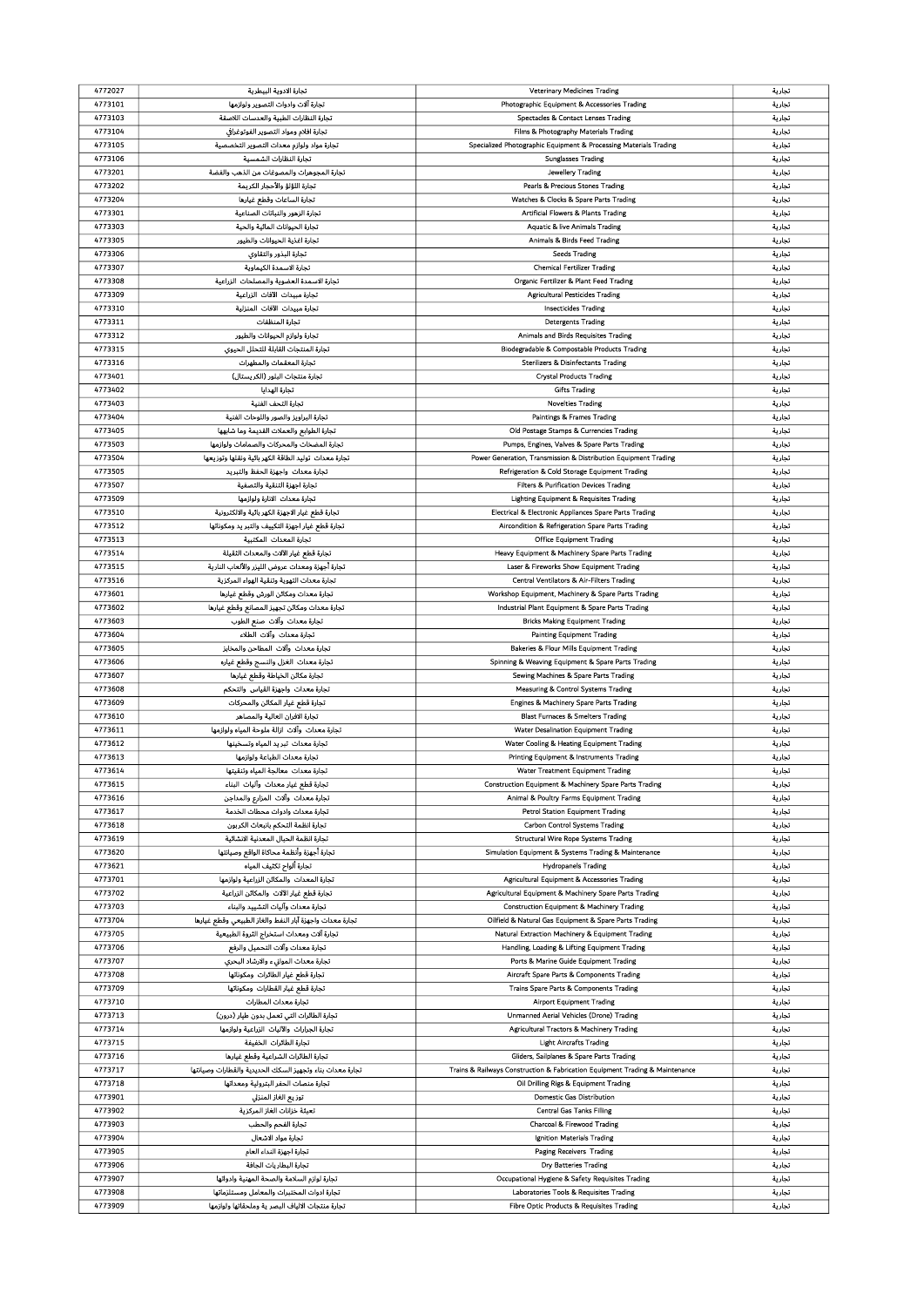| | | | |
|---|---|---|---|
| 4772027 | تجارة الادوية البيطرية | Veterinary Medicines Trading | تجارية |
| 4773101 | تجارة آلات وادوات التصوير ولوازمها | Photographic Equipment & Accessories Trading | تجارية |
| 4773103 | تجارة النظارات الطبية والعدسات اللاصقة | Spectacles & Contact Lenses Trading | تجارية |
| 4773104 | تجارة افلام ومواد التصوير الفوتوغرافي | Films & Photography Materials Trading | تجارية |
| 4773105 | تجارة مواد ولوازم معدات التصوير التخصصية | Specialized Photographic Equipment & Processing Materials Trading | تجارية |
| 4773106 | تجارة النظارات الشمسية | Sunglasses Trading | تجارية |
| 4773201 | تجارة المجوهرات والمصوغات من الذهب والفضة | Jewellery Trading | تجارية |
| 4773202 | تجارة اللؤلؤ والأحجار الكريمة | Pearls & Precious Stones Trading | تجارية |
| 4773204 | تجارة الساعات وقطع غيارها | Watches & Clocks & Spare Parts Trading | تجارية |
| 4773301 | تجارة الزهور والنباتات الصناعية | Artificial Flowers & Plants Trading | تجارية |
| 4773303 | تجارة الحيوانات المائية والحية | Aquatic & live Animals Trading | تجارية |
| 4773305 | تجارة اغذية الحيوانات والطيور | Animals & Birds Feed Trading | تجارية |
| 4773306 | تجارة البذور والتقاوي | Seeds Trading | تجارية |
| 4773307 | تجارة الاسمدة الكيماوية | Chemical Fertilizer Trading | تجارية |
| 4773308 | تجارة الاسمدة العضوية والمصلحات الزراعية | Organic Fertilizer & Plant Feed Trading | تجارية |
| 4773309 | تجارة مبيدات الآفات الزراعية | Agricultural Pesticides Trading | تجارية |
| 4773310 | تجارة مبيدات الآفات المنزلية | Insecticides Trading | تجارية |
| 4773311 | تجارة المنظفات | Detergents Trading | تجارية |
| 4773312 | تجارة ولوازم الحيوانات والطيور | Animals and Birds Requisites Trading | تجارية |
| 4773315 | تجارة المنتجات القابلة للتحلل الحيوي | Biodegradable & Compostable Products Trading | تجارية |
| 4773316 | تجارة المعقمات والمطهرات | Sterilizers & Disinfectants Trading | تجارية |
| 4773401 | تجارة منتجات البلور (الكريستال) | Crystal Products Trading | تجارية |
| 4773402 | تجارة الهدايا | Gifts Trading | تجارية |
| 4773403 | تجارة التحف الفنية | Novelties Trading | تجارية |
| 4773404 | تجارة البراويز والصور واللوحات الفنية | Paintings & Frames Trading | تجارية |
| 4773405 | تجارة الطوابع والعملات القديمة وما شابهها | Old Postage Stamps & Currencies Trading | تجارية |
| 4773503 | تجارة المضخات والمحركات والصمامات ولوازمها | Pumps, Engines, Valves & Spare Parts Trading | تجارية |
| 4773504 | تجارة معدات توليد الطاقة الكهربائية ونقلها وتوزيعها | Power Generation, Transmission & Distribution Equipment Trading | تجارية |
| 4773505 | تجارة معدات واجهزة الحفظ والتبريد | Refrigeration & Cold Storage Equipment Trading | تجارية |
| 4773507 | تجارة اجهزة التنقية والتصفية | Filters & Purification Devices Trading | تجارية |
| 4773509 | تجارة معدات الانارة ولوازمها | Lighting Equipment & Requisites Trading | تجارية |
| 4773510 | تجارة قطع غيار الاجهزة الكهربائية والالكترونية | Electrical & Electronic Appliances Spare Parts Trading | تجارية |
| 4773512 | تجارة قطع غيار اجهزة التكييف والتبريد ومكوناتها | Aircondition & Refrigeration Spare Parts Trading | تجارية |
| 4773513 | تجارة المعدات المكتبية | Office Equipment Trading | تجارية |
| 4773514 | تجارة قطع غيار الآلات والمعدات الثقيلة | Heavy Equipment & Machinery Spare Parts Trading | تجارية |
| 4773515 | تجارة أجهزة ومعدات عروض الليزر والألعاب النارية | Laser & Fireworks Show Equipment Trading | تجارية |
| 4773516 | تجارة معدات التهوية وتنقية الهواء المركزية | Central Ventilators & Air-Filters Trading | تجارية |
| 4773601 | تجارة معدات ومكائن الورش وقطع غيارها | Workshop Equipment, Machinery & Spare Parts Trading | تجارية |
| 4773602 | تجارة معدات ومكائن تجهيز المصانع وقطع غيارها | Industrial Plant Equipment & Spare Parts Trading | تجارية |
| 4773603 | تجارة معدات وآلات صنع الطوب | Bricks Making Equipment Trading | تجارية |
| 4773604 | تجارة معدات وآلات الطلاء | Painting Equipment Trading | تجارية |
| 4773605 | تجارة معدات وآلات المطاحن والمخابز | Bakeries & Flour Mills Equipment Trading | تجارية |
| 4773606 | تجارة معدات الغزل والنسيج وقطع غياره | Spinning & Weaving Equipment & Spare Parts Trading | تجارية |
| 4773607 | تجارة مكائن الخياطة وقطع غيارها | Sewing Machines & Spare Parts Trading | تجارية |
| 4773608 | تجارة معدات واجهزة القياس والتحكم | Measuring & Control Systems Trading | تجارية |
| 4773609 | تجارة قطع غيار المكائن والمحركات | Engines & Machinery Spare Parts Trading | تجارية |
| 4773610 | تجارة الافران العالية والمصاهر | Blast Furnaces & Smelters Trading | تجارية |
| 4773611 | تجارة معدات وآلات ازالة ملوحة المياه ولوازمها | Water Desalination Equipment Trading | تجارية |
| 4773612 | تجارة معدات تبريد المياه وتسخينها | Water Cooling & Heating Equipment Trading | تجارية |
| 4773613 | تجارة معدات الطباعة ولوازمها | Printing Equipment & Instruments Trading | تجارية |
| 4773614 | تجارة معدات معالجة المياه وتنقيتها | Water Treatment Equipment Trading | تجارية |
| 4773615 | تجارة قطع غيار معدات وآليات البناء | Construction Equipment & Machinery Spare Parts Trading | تجارية |
| 4773616 | تجارة معدات وآلات المزارع والمداجن | Animal & Poultry Farms Equipment Trading | تجارية |
| 4773617 | تجارة معدات وادوات محطات الخدمة | Petrol Station Equipment Trading | تجارية |
| 4773618 | تجارة انظمة التحكم بانبعاث الكربون | Carbon Control Systems Trading | تجارية |
| 4773619 | تجارة انظمة الحبال المعدنية الانشائية | Structural Wire Rope Systems Trading | تجارية |
| 4773620 | تجارة أجهزة وأنظمة محاكاة الواقع وصيانتها | Simulation Equipment & Systems Trading & Maintenance | تجارية |
| 4773621 | تجارة ألواح تكثيف المياه | Hydropanels Trading | تجارية |
| 4773701 | تجارة المعدات والمكائن الزراعية ولوازمها | Agricultural Equipment & Accessories Trading | تجارية |
| 4773702 | تجارة قطع غيار الالات والمكائن الزراعية | Agricultural Equipment & Machinery Spare Parts Trading | تجارية |
| 4773703 | تجارة معدات وآليات التشييد والبناء | Construction Equipment & Machinery Trading | تجارية |
| 4773704 | تجارة معدات واجهزة آبار النفط والغاز الطبيعي وقطع غيارها | Oilfield & Natural Gas Equipment & Spare Parts Trading | تجارية |
| 4773705 | تجارة آلات ومعدات استخراج الثروة الطبيعية | Natural Extraction Machinery & Equipment Trading | تجارية |
| 4773706 | تجارة معدات وآلات التحميل والرفع | Handling, Loading & Lifting Equipment Trading | تجارية |
| 4773707 | تجارة معدات الموانىء والارشاد البحري | Ports & Marine Guide Equipment Trading | تجارية |
| 4773708 | تجارة قطع غيار الطائرات ومكوناتها | Aircraft Spare Parts & Components Trading | تجارية |
| 4773709 | تجارة قطع غيار القطارات ومكوناتها | Trains Spare Parts & Components Trading | تجارية |
| 4773710 | تجارة معدات المطارات | Airport Equipment Trading | تجارية |
| 4773713 | تجارة الطائرات التي تعمل بدون طيار (درون) | Unmanned Aerial Vehicles (Drone) Trading | تجارية |
| 4773714 | تجارة الجرارات والآليات الزراعية ولوازمها | Agricultural Tractors & Machinery Trading | تجارية |
| 4773715 | تجارة الطائرات الخفيفة | Light Aircrafts Trading | تجارية |
| 4773716 | تجارة الطائرات الشراعية وقطع غيارها | Gliders, Sailplanes & Spare Parts Trading | تجارية |
| 4773717 | تجارة معدات بناء وتجهيز السكك الحديدية والقطارات وصيانتها | Trains & Railways Construction & Fabrication Equipment Trading & Maintenance | تجارية |
| 4773718 | تجارة منصات الحفر البترولية ومعداتها | Oil Drilling Rigs & Equipment Trading | تجارية |
| 4773901 | توزيع الغاز المنزلي | Domestic Gas Distribution | تجارية |
| 4773902 | تعبئة خزانات الغاز المركزية | Central Gas Tanks Filling | تجارية |
| 4773903 | تجارة الفحم والحطب | Charcoal & Firewood Trading | تجارية |
| 4773904 | تجارة مواد الاشعال | Ignition Materials Trading | تجارية |
| 4773905 | تجارة اجهزة النداء العام | Paging Receivers Trading | تجارية |
| 4773906 | تجارة البطاريات الجافة | Dry Batteries Trading | تجارية |
| 4773907 | تجارة لوازم السلامة والصحة المهنية وادواتها | Occupational Hygiene & Safety Requisites Trading | تجارية |
| 4773908 | تجارة ادوات المختبرات والمعامل ومستلزماتها | Laboratories Tools & Requisites Trading | تجارية |
| 4773909 | تجارة منتجات الالياف البصرية وملحقاتها ولوازمها | Fibre Optic Products & Requisites Trading | تجارية |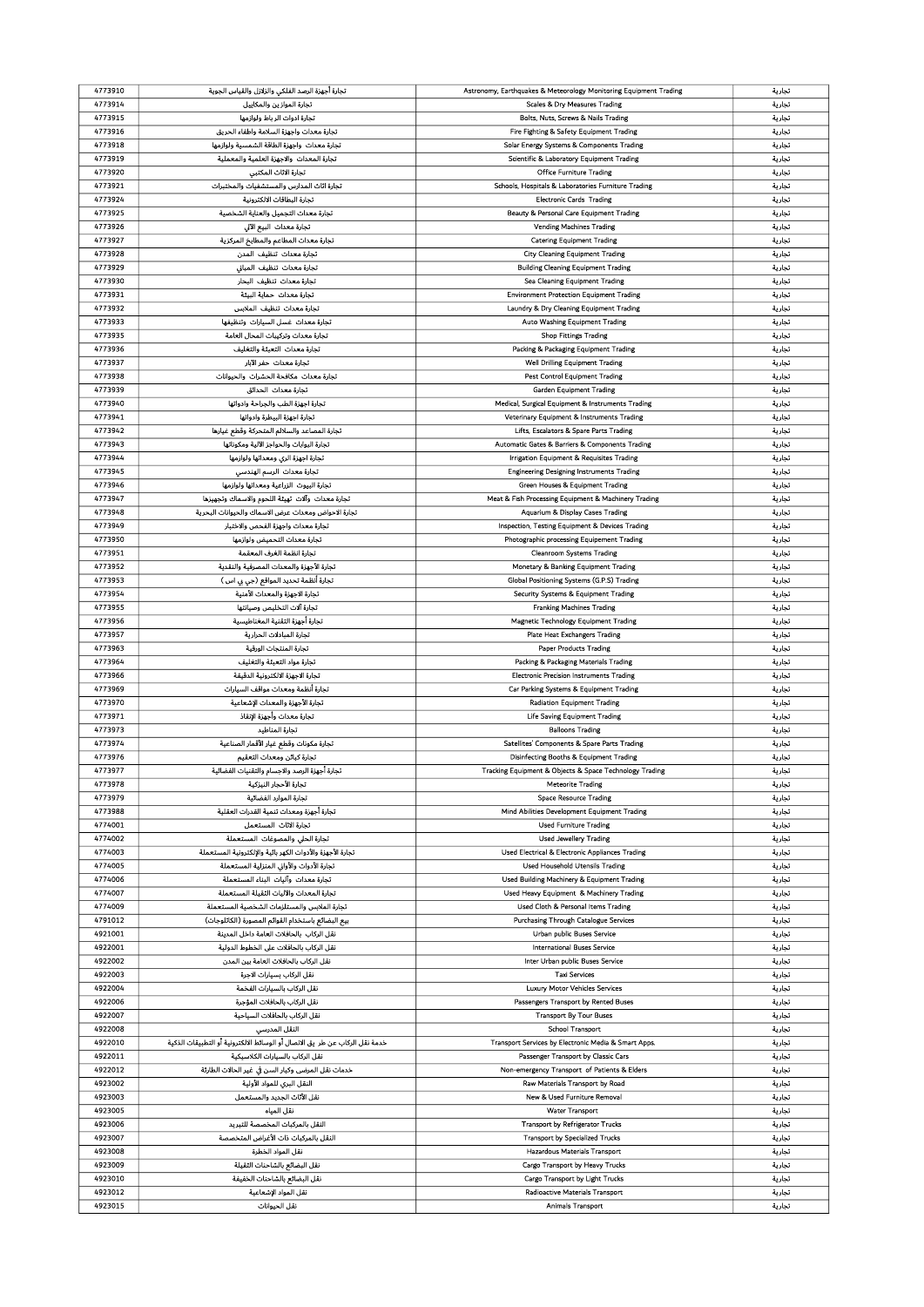| 4773910 | تجارة أجهزة الرصد الفلكي والزلازل والقياس الجوية | Astronomy, Earthquakes & Meteorology Monitoring Equipment Trading | تجارية |
|---|---|---|---|
| 4773914 | تجارة الموازين والمكاييل | Scales & Dry Measures Trading | تجارية |
| 4773915 | تجارة ادوات الربط ولوازمها | Bolts, Nuts, Screws & Nails Trading | تجارية |
| 4773916 | تجارة معدات واجهزة السلامة واطفاء الحريق | Fire Fighting & Safety Equipment Trading | تجارية |
| 4773918 | تجارة معدات واجهزة الطاقة الشمسية ولوازمها | Solar Energy Systems & Components Trading | تجارية |
| 4773919 | تجارة المعدات والاجهزة العلمية والمعملية | Scientific & Laboratory Equipment Trading | تجارية |
| 4773920 | تجارة الاثاث المكتبي | Office Furniture Trading | تجارية |
| 4773921 | تجارة اثاث المدارس والمستشفيات والمختبرات | Schools, Hospitals & Laboratories Furniture Trading | تجارية |
| 4773924 | تجارة البطاقات الالكترونية | Electronic Cards Trading | تجارية |
| 4773925 | تجارة معدات التجميل والعناية الشخصية | Beauty & Personal Care Equipment Trading | تجارية |
| 4773926 | تجارة معدات البيع الآلي | Vending Machines Trading | تجارية |
| 4773927 | تجارة معدات المطاعم والمطابخ المركزية | Catering Equipment Trading | تجارية |
| 4773928 | تجارة معدات تنظيف المدن | City Cleaning Equipment Trading | تجارية |
| 4773929 | تجارة معدات تنظيف المباني | Building Cleaning Equipment Trading | تجارية |
| 4773930 | تجارة معدات تنظيف البحار | Sea Cleaning Equipment Trading | تجارية |
| 4773931 | تجارة معدات حماية البيئة | Environment Protection Equipment Trading | تجارية |
| 4773932 | تجارة معدات تنظيف الملابس | Laundry & Dry Cleaning Equipment Trading | تجارية |
| 4773933 | تجارة معدات غسل السيارات وتنظيفها | Auto Washing Equipment Trading | تجارية |
| 4773935 | تجارة معدات وتركيبات المحال العامة | Shop Fittings Trading | تجارية |
| 4773936 | تجارة معدات التعبئة والتغليف | Packing & Packaging Equipment Trading | تجارية |
| 4773937 | تجارة معدات حفر الآبار | Well Drilling Equipment Trading | تجارية |
| 4773938 | تجارة معدات مكافحة الحشرات والحيوانات | Pest Control Equipment Trading | تجارية |
| 4773939 | تجارة معدات الحدائق | Garden Equipment Trading | تجارية |
| 4773940 | تجارة اجهزة الطب والجراحة وادواتها | Medical, Surgical Equipment & Instruments Trading | تجارية |
| 4773941 | تجارة اجهزة البيطرة وادواتها | Veterinary Equipment & Instruments Trading | تجارية |
| 4773942 | تجارة المصاعد والسلالم المتحركة وقطع غيارها | Lifts, Escalators & Spare Parts Trading | تجارية |
| 4773943 | تجارة البوابات والحواجز الآلية ومكوناتها | Automatic Gates & Barriers & Components Trading | تجارية |
| 4773944 | تجارة اجهزة الري ومعداتها ولوازمها | Irrigation Equipment & Requisites Trading | تجارية |
| 4773945 | تجارة معدات الرسم الهندسي | Engineering Designing Instruments Trading | تجارية |
| 4773946 | تجارة البيوت الزراعية ومعداتها ولوازمها | Green Houses & Equipment Trading | تجارية |
| 4773947 | تجارة معدات وآلات تهيئة اللحوم والاسماك وتجهيزها | Meat & Fish Processing Equipment & Machinery Trading | تجارية |
| 4773948 | تجارة الاحواض ومعدات عرض الاسماك والحيوانات البحرية | Aquarium & Display Cases Trading | تجارية |
| 4773949 | تجارة معدات واجهزة الفحص والاختبار | Inspection, Testing Equipment & Devices Trading | تجارية |
| 4773950 | تجارة معدات التحميض ولوازمها | Photographic processing Equipement Trading | تجارية |
| 4773951 | تجارة انظمة الغرف المعقمة | Cleanroom Systems Trading | تجارية |
| 4773952 | تجارة الأجهزة والمعدات المصرفية والنقدية | Monetary & Banking Equipment Trading | تجارية |
| 4773953 | تجارة أنظمة تحديد المواقع ( جي بي اس ) | Global Positioning Systems (G.P.S) Trading | تجارية |
| 4773954 | تجارة الاجهزة والمعدات الأمنية | Security Systems & Equipment Trading | تجارية |
| 4773955 | تجارة آلات التخليص وصيانتها | Franking Machines Trading | تجارية |
| 4773956 | تجارة أجهزة التقنية المغناطيسية | Magnetic Technology Equipment Trading | تجارية |
| 4773957 | تجارة المبادلات الحرارية | Plate Heat Exchangers Trading | تجارية |
| 4773963 | تجارة المنتجات الورقية | Paper Products Trading | تجارية |
| 4773964 | تجارة مواد التعبئة والتغليف | Packing & Packaging Materials Trading | تجارية |
| 4773966 | تجارة الاجهزة الالكترونية الدقيقة | Electronic Precision Instruments Trading | تجارية |
| 4773969 | تجارة أنظمة ومعدات مواقف السيارات | Car Parking Systems & Equipment Trading | تجارية |
| 4773970 | تجارة الأجهزة والمعدات الإشعاعية | Radiation Equipment Trading | تجارية |
| 4773971 | تجارة معدات وأجهزة الإنقاذ | Life Saving Equipment Trading | تجارية |
| 4773973 | تجارة المناطيد | Balloons Trading | تجارية |
| 4773974 | تجارة مكونات وقطع غيار الأقمار الصناعية | Satellites' Components & Spare Parts Trading | تجارية |
| 4773976 | تجارة كبائن ومعدات التعقيم | Disinfecting Booths & Equipment Trading | تجارية |
| 4773977 | تجارة أجهزة الرصد والاجسام والتقنيات الفضائية | Tracking Equipment & Objects & Space Technology Trading | تجارية |
| 4773978 | تجارة الأحجار النيزكية | Meteorite Trading | تجارية |
| 4773979 | تجارة الموارد الفضائية | Space Resource Trading | تجارية |
| 4773988 | تجارة أجهزة ومعدات تنمية القدرات العقلية | Mind Abilities Development Equipment Trading | تجارية |
| 4774001 | تجارة الاثاث المستعمل | Used Furniture Trading | تجارية |
| 4774002 | تجارة الحلي والمصوغات المستعملة | Used Jewellery Trading | تجارية |
| 4774003 | تجارة الأجهزة والأدوات الكهربائية والإلكترونية المستعملة | Used Electrical & Electronic Appliances Trading | تجارية |
| 4774005 | تجارة الأدوات والأواني المنزلية المستعملة | Used Household Utensils Trading | تجارية |
| 4774006 | تجارة معدات وآليات البناء المستعملة | Used Building Machinery & Equipment Trading | تجارية |
| 4774007 | تجارة المعدات والآليات الثقيلة المستعملة | Used Heavy Equipment & Machinery Trading | تجارية |
| 4774009 | تجارة الملابس والمستلزمات الشخصية المستعملة | Used Cloth & Personal Items Trading | تجارية |
| 4791012 | بيع البضائع باستخدام القوائم المصورة (الكاتلوجات) | Purchasing Through Catalogue Services | تجارية |
| 4921001 | نقل الركاب بالحافلات العامة داخل المدينة | Urban public Buses Service | تجارية |
| 4922001 | نقل الركاب بالحافلات على الخطوط الدولية | International Buses Service | تجارية |
| 4922002 | نقل الركاب بالحافلات العامة بين المدن | Inter Urban public Buses Service | تجارية |
| 4922003 | نقل الركاب بسيارات الاجرة | Taxi Services | تجارية |
| 4922004 | نقل الركاب بالسيارات الفخمة | Luxury Motor Vehicles Services | تجارية |
| 4922006 | نقل الركاب بالحافلات المؤجرة | Passengers Transport by Rented Buses | تجارية |
| 4922007 | نقل الركاب بالحافلات السياحية | Transport By Tour Buses | تجارية |
| 4922008 | النقل المدرسي | School Transport | تجارية |
| 4922010 | خدمة نقل الركاب عن طريق الاتصال أو الوسائط الالكترونية أو التطبيقات الذكية | Transport Services by Electronic Media & Smart Apps. | تجارية |
| 4922011 | نقل الركاب بالسيارات الكلاسيكية | Passenger Transport by Classic Cars | تجارية |
| 4922012 | خدمات نقل المرضى وكبار السن في غير الحالات الطارئة | Non-emergency Transport of Patients & Elders | تجارية |
| 4923002 | النقل البري للمواد الأولية | Raw Materials Transport by Road | تجارية |
| 4923003 | نقل الأثاث الجديد والمستعمل | New & Used Furniture Removal | تجارية |
| 4923005 | نقل المياه | Water Transport | تجارية |
| 4923006 | النقل بالمركبات المخصصة للتبريد | Transport by Refrigerator Trucks | تجارية |
| 4923007 | النقل بالمركبات ذات الأغراض المتخصصة | Transport by Specialized Trucks | تجارية |
| 4923008 | نقل المواد الخطرة | Hazardous Materials Transport | تجارية |
| 4923009 | نقل البضائع بالشاحنات الثقيلة | Cargo Transport by Heavy Trucks | تجارية |
| 4923010 | نقل البضائع بالشاحنات الخفيفة | Cargo Transport by Light Trucks | تجارية |
| 4923012 | نقل المواد الإشعاعية | Radioactive Materials Transport | تجارية |
| 4923015 | نقل الحيوانات | Animals Transport | تجارية |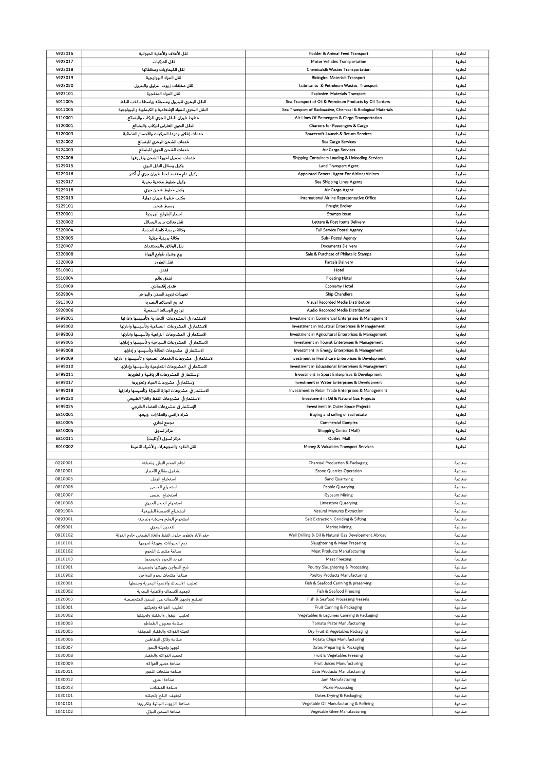| | | | |
|---|---|---|---|
| 4923016 | نقل الأعلاف والأغذية الحيوانية | Fodder & Animal Feed Transport | تجارية |
| 4923017 | نقل المركبات | Motor Vehicles Transportation | تجارية |
| 4923018 | نقل الكيماويات ومخلفاتها | Chemicals& Wastes Transportation | تجارية |
| 4923019 | نقل المواد البيولوجية | Biological Materials Transport | تجارية |
| 4923020 | نقل مخلفات زيوت التزليق والبترول | Lubricants & Petroleum Wastes Transport | تجارية |
| 4923101 | نقل المواد المتفجرة | Explosive Materials Transport | تجارية |
| 5012004 | النقل البحري للبترول ومنتجاته بواسطة ناقلات النفط | Sea Transport of Oil & Petroleum Products by Oil Tankers | تجارية |
| 5012005 | النقل البحري للمواد الإشعاعية و الكيماوية والبيولوجية | Sea Transport of Radioactive, Chemical & Biological Materials | تجارية |
| 5110001 | خطوط طيران للنقل الجوي للركاب والبضائع | Air Lines Of Passengers & Cargo Transportation | تجارية |
| 5120001 | النقل الجوي العارض للركاب والبضائع | Charters for Passengers & Cargo | تجارية |
| 5120003 | خدمات إطلاق وعودة المركبات والأجسام الفضائية | Spacecraft Launch & Return Services | تجارية |
| 5224002 | خدمات الشحن البحري للبضائع | Sea Cargo Services | تجارية |
| 5224003 | خدمات الشحن الجوي للبضائع | Air Cargo Services | تجارية |
| 5224006 | خدمات تحميل احوية الشحن وتفريغها | Shipping Containers Loading & Unloading Services | تجارية |
| 5229015 | وكيل وسائل النقل البري | Land Transport Agent | تجارية |
| 5229016 | وكيل عام معتمد لخط طيران جوي أو أكثر | Appointed General Agent For Airline/Airlines | تجارية |
| 5229017 | وكيل خطوط ملاحية بحرية | Sea Shipping Lines Agents | تجارية |
| 5229018 | وكيل خطوط شحن جوي | Air Cargo Agent | تجارية |
| 5229019 | مكتب خطوط طيران دولية | International Airline Representative Office | تجارية |
| 5229101 | وسيط شحن | Freight Broker | تجارية |
| 5320001 | اصدار الطوابع البريدية | Stamps Issue | تجارية |
| 5320002 | نقل بعائث بريد الرسائل | Letters & Post Items Delivery | تجارية |
| 5320004 | وكالة بريدية كاملة الخدمة | Full Service Postal Agency | تجارية |
| 5320005 | وكالة بريدية جزئية | Sub- Postal Agency | تجارية |
| 5320007 | نقل الوثائق والمستندات | Documents Delivery | تجارية |
| 5320008 | بيع وشراء طوابع الهواة | Sale & Purchase of Philatelic Stamps | تجارية |
| 5320009 | نقل الطرود | Parcels Delivery | تجارية |
| 5510001 | فندق | Hotel | تجارية |
| 5510004 | فندق عائم | Floating Hotel | تجارية |
| 5510009 | فندق إقتصادي | Economy Hotel | تجارية |
| 5629004 | تعهدات تزويد السفن والبواخر | Ship Chandlers | تجارية |
| 5913003 | توزيع الوسائط البصرية | Visual Recorded Media Distribution | تجارية |
| 5920006 | توزيع الوسائط السمعية | Audio Recorded Media Distribution | تجارية |
| 6499001 | الاستثمار في المشروعات التجارية وتأسيسها وادارتها | Investment in Commercial Enterprises & Management | تجارية |
| 6499002 | الاستثمار في المشروعات الصناعية وتأسيسها وادارتها | Investment in Industrial Enterprises & Management | تجارية |
| 6499003 | الاستثمار في المشروعات الزراعية وتأسيسها وادارتها | Investment in Agricultural Enterprises & Management | تجارية |
| 6499005 | الاستثمار في المشروعات السياحية و تأسيسها و إدارتها | Investment in Tourist Enterprises & Management | تجارية |
| 6499008 | الاستثمار في مشروعات الطاقة وتأسيسها و إدارتها | Investment in Energy Enterprises & Management | تجارية |
| 6499009 | الاستثمار في مشروعات الخدمات الصحية و تأسيسها و ادارتها | Investment in Healthcare Enterprises & Development | تجارية |
| 6499010 | الاستثمار في المشروعات التعليمية وتأسيسها وإدارتها | Investment in Educational Enterprises & Management | تجارية |
| 6499011 | الإستثمار في المشروعات الرياضية و تطويرها | Investment in Sport Enterprises & Development | تجارية |
| 6499017 | الإستثمار في مشروعات المياه وتطويرها | Investment in Water Enterprises & Development | تجارية |
| 6499018 | الاستثمار في مشروعات تجارة التجزئة وتأسيسها وادارتها | Investment in Retail Trade Enterprises & Management | تجارية |
| 6499020 | الاستثمار في مشروعات النفط والغاز الطبيعي | Investment in Oil & Natural Gas Projects | تجارية |
| 6499024 | الإستثمار في مشروعات الفضاء الخارجي | Investment in Outer Space Projects | تجارية |
| 6810001 | شراءالاراضي والعقارات وبيعها | Buying and selling of real estate | تجارية |
| 6810004 | مجمع تجاري | Commercial Complex | تجارية |
| 6810005 | مركز تسوق | Shopping Center (Mall) | تجارية |
| 6810011 | مركز تسوق (أوتليت) | Outlet Mall | تجارية |
| 8010002 | نقل النقود والمجوهرات والأشياء الثمينة | Money & Valuables Transport Services | تجارية |
| | | | |
| 0220001 | انتاج الفحم النباتي وتعبئته | Charcoal Production & Packaging | صناعية |
| 0810001 | تشغيل مقالع الأحجار | Stone Quarries Operation | صناعية |
| 0810005 | استخراج الرمل | Sand Quarrying | صناعية |
| 0810006 | استخراج الحصى | Pebble Quarrying | صناعية |
| 0810007 | استخراج الجبس | Gypsum Mining | صناعية |
| 0810008 | استخراج الحجر الجيري | Limestone Quarrying | صناعية |
| 0891004 | استخراج الاسمدة الطبيعية | Natural Manures Extraction | صناعية |
| 0893001 | استخراج الملح وجرشه وغربلته | Salt Extraction, Grinding & Sifting | صناعية |
| 0899001 | التعدين البحري | Marine Mining | صناعية |
| 0910102 | حفر الآبار وتطوير حقول النفط والغاز الطبيعي خارج الدولة | Well Drilling & Oil & Natural Gas Development Abroad | صناعية |
| 1010101 | ذبح الحيوانات وتهيئة لحومها | Slaughtering & Meat Preparing | صناعية |
| 1010102 | صناعة منتجات اللحوم | Meat Products Manufacturing | صناعية |
| 1010103 | تبريد اللحوم وتجميدها | Meat Freezing | صناعية |
| 1010901 | ذبح الدواجن وتهيئتها وتجميدها | Poultry Slaughtering & Processing | صناعية |
| 1010902 | صناعة منتجات لحوم الدواجن | Poultry Products Manufacturing | صناعية |
| 1020001 | تعليب الاسماك والاغذية البحرية وحفظها | Fish & Seafood Canning & preserving | صناعية |
| 1020002 | تجميد الاسماك والاغذية البحرية | Fish & Seafood Freezing | صناعية |
| 1020003 | تصنيع وتجهيز الأسماك على السفن المتخصصة | Fish & Seafood Processing Vessels | صناعية |
| 1030001 | تعليب الفواكه وتعبئتها | Fruit Canning & Packaging | صناعية |
| 1030002 | تعليب البقول والخضار وتعبئتها | Vegetables & Legumes Canning & Packaging | صناعية |
| 1030003 | صناعة معجون الطماطم | Tomato Paste Manufacturing | صناعية |
| 1030005 | تعبئة الفواكه والخضار المجففة | Dry Fruit & Vegetables Packaging | صناعية |
| 1030006 | صناعة رقائق البطاطس | Potato Chips Manufacturing | صناعية |
| 1030007 | تجهيز وتعبئة التمور | Dates Preparing & Packaging | صناعية |
| 1030008 | تجميد الفواكه والخضار | Fruit & Vegetables Freezing | صناعية |
| 1030009 | صناعة عصير الفواكه | Fruit Juices Manufacturing | صناعية |
| 1030011 | صناعة منتجات التمور | Date Products Manufacturing | صناعية |
| 1030012 | صناعة المربى | Jam Manufacturing | صناعية |
| 1030013 | صناعة المخللات | Pickle Processing | صناعية |
| 1030101 | تجفيف البلح وتعبئته | Dates Drying & Packaging | صناعية |
| 1040101 | صناعة الزيوت النباتية وتكريرها | Vegetable Oil Manufacturing & Refining | صناعية |
| 1040102 | صناعة السمن النباتي | Vegetable Ghee Manufacturing | صناعية |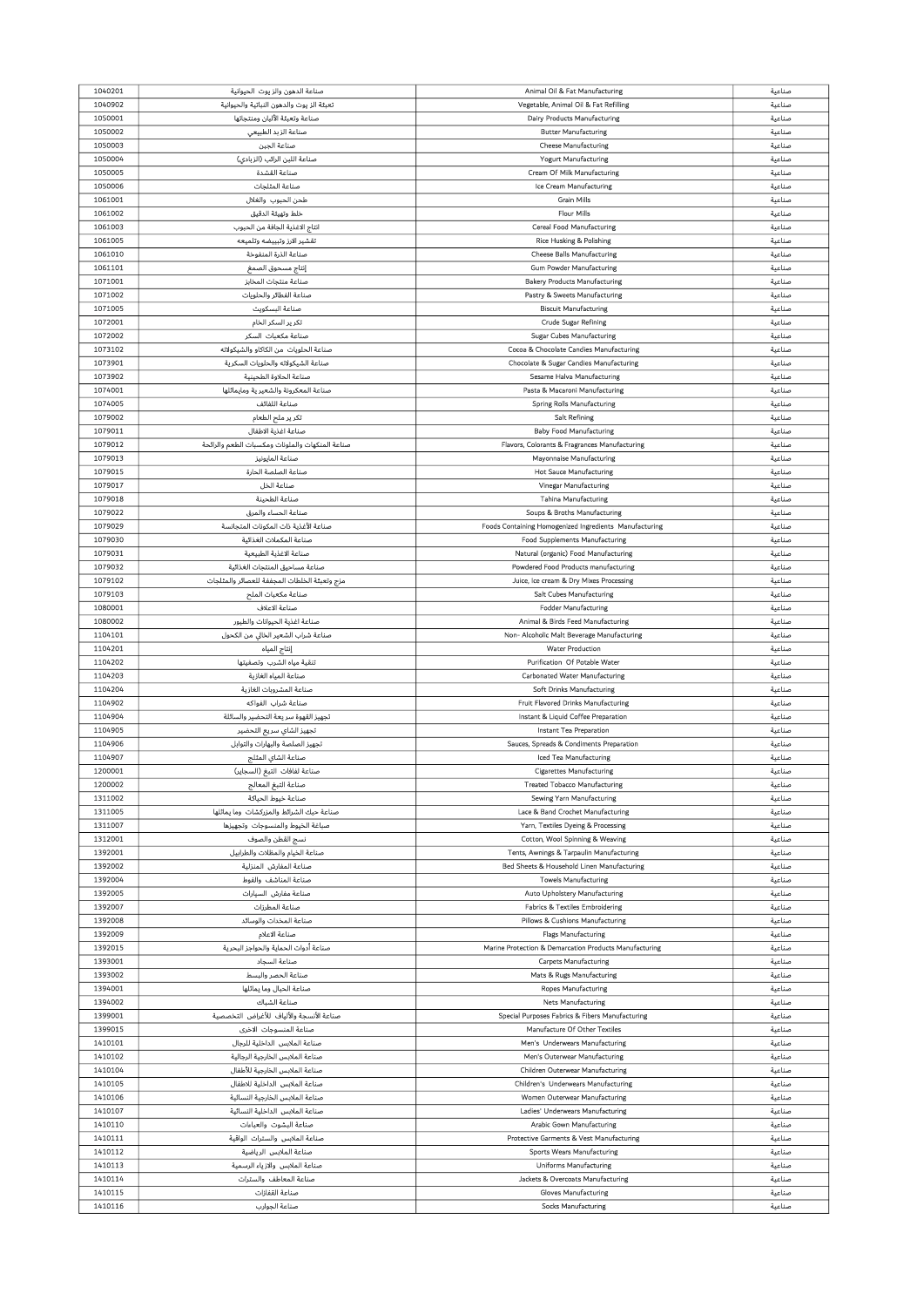| | | | |
|---|---|---|---|
| 1040201 | صناعة الدهون والزيوت الحيوانية | Animal Oil & Fat Manufacturing | صناعية |
| 1040902 | تعبئة الزيوت والدهون النباتية والحيوانية | Vegetable, Animal Oil & Fat Refilling | صناعية |
| 1050001 | صناعة وتعبئة الألبان ومنتجاتها | Dairy Products Manufacturing | صناعية |
| 1050002 | صناعة الزبد الطبيعي | Butter Manufacturing | صناعية |
| 1050003 | صناعة الجبن | Cheese Manufacturing | صناعية |
| 1050004 | صناعة اللبن الرائب (الزبادي) | Yogurt Manufacturing | صناعية |
| 1050005 | صناعة القشدة | Cream Of Milk Manufacturing | صناعية |
| 1050006 | صناعة المثلجات | Ice Cream Manufacturing | صناعية |
| 1061001 | طحن الحبوب والغلال | Grain Mills | صناعية |
| 1061002 | خلط وتهيئة الدقيق | Flour Mills | صناعية |
| 1061003 | انتاج الاغذية الجافة من الحبوب | Cereal Food Manufacturing | صناعية |
| 1061005 | تقشير الارز وتبييضه وتلميعه | Rice Husking & Polishing | صناعية |
| 1061010 | صناعة الذرة المنفوخة | Cheese Balls Manufacturing | صناعية |
| 1061101 | إنتاج مسحوق الصمغ | Gum Powder Manufacturing | صناعية |
| 1071001 | صناعة منتجات المخابز | Bakery Products Manufacturing | صناعية |
| 1071002 | صناعة الفطائر والحلويات | Pastry & Sweets Manufacturing | صناعية |
| 1071005 | صناعة البسكويت | Biscuit Manufacturing | صناعية |
| 1072001 | تكرير السكر الخام | Crude Sugar Refining | صناعية |
| 1072002 | صناعة مكعبات السكر | Sugar Cubes Manufacturing | صناعية |
| 1073102 | صناعة الحلويات من الكاكاو والشيكولاته | Cocoa & Chocolate Candies Manufacturing | صناعية |
| 1073901 | صناعة الشيكولاته والحلويات السكرية | Chocolate & Sugar Candies Manufacturing | صناعية |
| 1073902 | صناعة الحلاوة الطحينية | Sesame Halva Manufacturing | صناعية |
| 1074001 | صناعة المعكرونة والشعيرية ومايماثلها | Pasta & Macaroni Manufacturing | صناعية |
| 1074005 | صناعة اللفائف | Spring Rolls Manufacturing | صناعية |
| 1079002 | تكرير ملح الطعام | Salt Refining | صناعية |
| 1079011 | صناعة اغذية الاطفال | Baby Food Manufacturing | صناعية |
| 1079012 | صناعة المنكهات والملونات ومكسبات الطعم والرائحة | Flavors, Colorants & Fragrances Manufacturing | صناعية |
| 1079013 | صناعة المايونيز | Mayonnaise Manufacturing | صناعية |
| 1079015 | صناعة الصلصة الحارة | Hot Sauce Manufacturing | صناعية |
| 1079017 | صناعة الخل | Vinegar Manufacturing | صناعية |
| 1079018 | صناعة الطحينة | Tahina Manufacturing | صناعية |
| 1079022 | صناعة الحساء والمرق | Soups & Broths Manufacturing | صناعية |
| 1079029 | صناعة الأغذية ذات المكونات المتجانسة | Foods Containing Homogenized Ingredients Manufacturing | صناعية |
| 1079030 | صناعة المكملات الغذائية | Food Supplements Manufacturing | صناعية |
| 1079031 | صناعة الاغذية الطبيعية | Natural (organic) Food Manufacturing | صناعية |
| 1079032 | صناعة مساحيق المنتجات الغذائية | Powdered Food Products manufacturing | صناعية |
| 1079102 | مزج وتعبئة الخلطات المجففة للعصائر والمثلجات | Juice, Ice cream & Dry Mixes Processing | صناعية |
| 1079103 | صناعة مكعبات الملح | Salt Cubes Manufacturing | صناعية |
| 1080001 | صناعة الاعلاف | Fodder Manufacturing | صناعية |
| 1080002 | صناعة اغذية الحيوانات والطيور | Animal & Birds Feed Manufacturing | صناعية |
| 1104101 | صناعة شراب الشعير الخالي من الكحول | Non- Alcoholic Malt Beverage Manufacturing | صناعية |
| 1104201 | إنتاج المياه | Water Production | صناعية |
| 1104202 | تنقية مياه الشرب وتصفيتها | Purification Of Potable Water | صناعية |
| 1104203 | صناعة المياه الغازية | Carbonated Water Manufacturing | صناعية |
| 1104204 | صناعة المشروبات الغازية | Soft Drinks Manufacturing | صناعية |
| 1104902 | صناعة شراب الفواكه | Fruit Flavored Drinks Manufacturing | صناعية |
| 1104904 | تجهيز القهوة سريعة التحضير والسائلة | Instant & Liquid Coffee Preparation | صناعية |
| 1104905 | تجهيز الشاي سريع التحضير | Instant Tea Preparation | صناعية |
| 1104906 | تجهيز الصلصة والبهارات والتوابل | Sauces, Spreads & Condiments Preparation | صناعية |
| 1104907 | صناعة الشاي المثلج | Iced Tea Manufacturing | صناعية |
| 1200001 | صناعة لفافات التبغ (السجاير) | Cigarettes Manufacturing | صناعية |
| 1200002 | صناعة التبغ المعالج | Treated Tobacco Manufacturing | صناعية |
| 1311002 | صناعة خيوط الحياكة | Sewing Yarn Manufacturing | صناعية |
| 1311005 | صناعة حبك الشرائط والمزركشات وما يماثلها | Lace & Band Crochet Manufacturing | صناعية |
| 1311007 | صباغة الخيوط والمنسوجات وتجهيزها | Yarn, Textiles Dyeing & Processing | صناعية |
| 1312001 | نسج القطن والصوف | Cotton, Wool Spinning & Weaving | صناعية |
| 1392001 | صناعة الخيام والمظلات والطرابيل | Tents, Awnings & Tarpaulin Manufacturing | صناعية |
| 1392002 | صناعة المفارش المنزلية | Bed Sheets & Household Linen Manufacturing | صناعية |
| 1392004 | صناعة المناشف والفوط | Towels Manufacturing | صناعية |
| 1392005 | صناعة مفارش السيارات | Auto Upholstery Manufacturing | صناعية |
| 1392007 | صناعة المطرزات | Fabrics & Textiles Embroidering | صناعية |
| 1392008 | صناعة المخدات والوسائد | Pillows & Cushions Manufacturing | صناعية |
| 1392009 | صناعة الاعلام | Flags Manufacturing | صناعية |
| 1392015 | صناعة أدوات الحماية والحواجز البحرية | Marine Protection & Demarcation Products Manufacturing | صناعية |
| 1393001 | صناعة السجاد | Carpets Manufacturing | صناعية |
| 1393002 | صناعة الحصر والبسط | Mats & Rugs Manufacturing | صناعية |
| 1394001 | صناعة الحبال وما يماثلها | Ropes Manufacturing | صناعية |
| 1394002 | صناعة الشباك | Nets Manufacturing | صناعية |
| 1399001 | صناعة الأنسجة والألياف للأغراض التخصصية | Special Purposes Fabrics & Fibers Manufacturing | صناعية |
| 1399015 | صناعة المنسوجات الاخرى | Manufacture Of Other Textiles | صناعية |
| 1410101 | صناعة الملابس الداخلية للرجال | Men's Underwears Manufacturing | صناعية |
| 1410102 | صناعة الملابس الخارجية الرجالية | Men's Outerwear Manufacturing | صناعية |
| 1410104 | صناعة الملابس الخارجية للأطفال | Children Outerwear Manufacturing | صناعية |
| 1410105 | صناعة الملابس الداخلية للاطفال | Children's Underwears Manufacturing | صناعية |
| 1410106 | صناعة الملابس الخارجية النسائية | Women Outerwear Manufacturing | صناعية |
| 1410107 | صناعة الملابس الداخلية النسائية | Ladies' Underwears Manufacturing | صناعية |
| 1410110 | صناعة البشوت والعباءات | Arabic Gown Manufacturing | صناعية |
| 1410111 | صناعة الملابس والسترات الواقية | Protective Garments & Vest Manufacturing | صناعية |
| 1410112 | صناعة الملابس الرياضية | Sports Wears Manufacturing | صناعية |
| 1410113 | صناعة الملابس والازياء الرسمية | Uniforms Manufacturing | صناعية |
| 1410114 | صناعة المعاطف والسترات | Jackets & Overcoats Manufacturing | صناعية |
| 1410115 | صناعة القفازات | Gloves Manufacturing | صناعية |
| 1410116 | صناعة الجوارب | Socks Manufacturing | صناعية |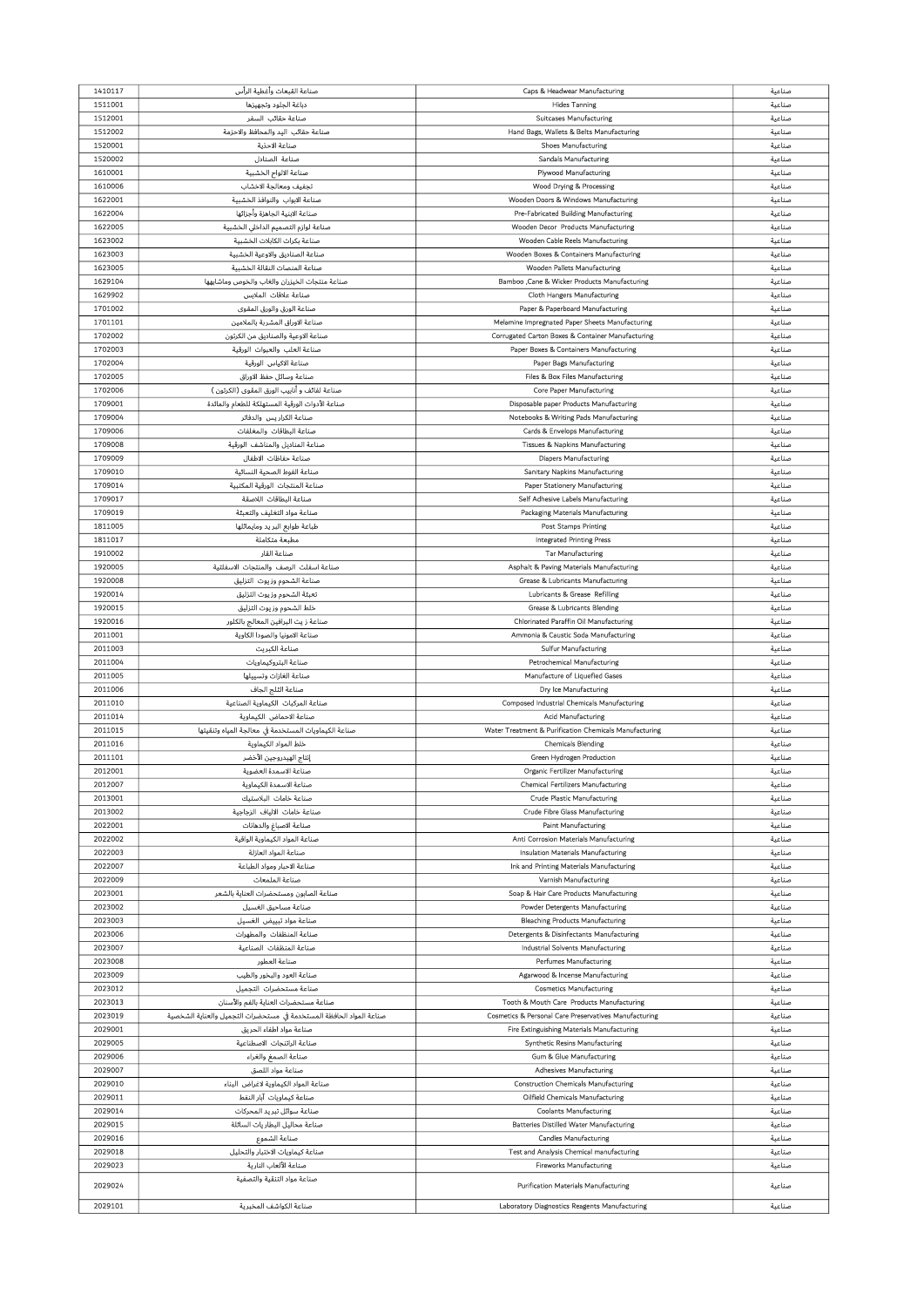| | | | |
|---|---|---|---|
| 1410117 | صناعة القبعات وأغطية الرأس | Caps & Headwear Manufacturing | صناعية |
| 1511001 | دباغة الجلود وتجهيزها | Hides Tanning | صناعية |
| 1512001 | صناعة حقائب السفر | Suitcases Manufacturing | صناعية |
| 1512002 | صناعة حقائب اليد والمحافظ والاحزمة | Hand Bags, Wallets & Belts Manufacturing | صناعية |
| 1520001 | صناعة الاحذية | Shoes Manufacturing | صناعية |
| 1520002 | صناعة الصنادل | Sandals Manufacturing | صناعية |
| 1610001 | صناعة الالواح الخشبية | Plywood Manufacturing | صناعية |
| 1610006 | تجفيف ومعالجة الاخشاب | Wood Drying & Processing | صناعية |
| 1622001 | صناعة الابواب والنوافذ الخشبية | Wooden Doors & Windows Manufacturing | صناعية |
| 1622004 | صناعة الابنية الجاهزة وأجزائها | Pre-Fabricated Building Manufacturing | صناعية |
| 1622005 | صناعة لوازم التصميم الداخلي الخشبية | Wooden Decor Products Manufacturing | صناعية |
| 1623002 | صناعة بكرات الكابلات الخشبية | Wooden Cable Reels Manufacturing | صناعية |
| 1623003 | صناعة الصناديق والاوعية الخشبية | Wooden Boxes & Containers Manufacturing | صناعية |
| 1623005 | صناعة المنصات النقالة الخشبية | Wooden Pallets Manufacturing | صناعية |
| 1629104 | صناعة منتجات الخيزران والقاب والخوص وماشابهها | Bamboo ,Cane & Wicker Products Manufacturing | صناعية |
| 1629902 | صناعة علاقات الملابس | Cloth Hangers Manufacturing | صناعية |
| 1701002 | صناعة الورق والورق المقوى | Paper & Paperboard Manufacturing | صناعية |
| 1701101 | صناعة الاوراق المشربة بالملامين | Melamine Impregnated Paper Sheets Manufacturing | صناعية |
| 1702002 | صناعة الاوعية والصناديق من الكرتون | Corrugated Carton Boxes & Container Manufacturing | صناعية |
| 1702003 | صناعة العلب والعبوات الورقية | Paper Boxes & Containers Manufacturing | صناعية |
| 1702004 | صناعة الاكياس الورقية | Paper Bags Manufacturing | صناعية |
| 1702005 | صناعة وسائل حفظ الاوراق | Files & Box Files Manufacturing | صناعية |
| 1702006 | صناعة لفائف و أنابيب الورق المقوى (الكرتون ) | Core Paper Manufacturing | صناعية |
| 1709001 | صناعة الأدوات الورقية المستهلكة للطعام والمائدة | Disposable paper Products Manufacturing | صناعية |
| 1709004 | صناعة الكراريس والدفاتر | Notebooks & Writing Pads Manufacturing | صناعية |
| 1709006 | صناعة البطاقات والمغلفات | Cards & Envelops Manufacturing | صناعية |
| 1709008 | صناعة المناديل والمناشف الورقية | Tissues & Napkins Manufacturing | صناعية |
| 1709009 | صناعة حفاظات الاطفال | Diapers Manufacturing | صناعية |
| 1709010 | صناعة الفوط الصحية النسائية | Sanitary Napkins Manufacturing | صناعية |
| 1709014 | صناعة المنتجات الورقية المكتبية | Paper Stationery Manufacturing | صناعية |
| 1709017 | صناعة البطاقات اللاصقة | Self Adhesive Labels Manufacturing | صناعية |
| 1709019 | صناعة مواد التغليف والتعبئة | Packaging Materials Manufacturing | صناعية |
| 1811005 | طباعة طوابع البريد ومايماثلها | Post Stamps Printing | صناعية |
| 1811017 | مطبعة متكاملة | Integrated Printing Press | صناعية |
| 1910002 | صناعة القار | Tar Manufacturing | صناعية |
| 1920005 | صناعة اسفلت الرصف والمنتجات الاسفلتية | Asphalt & Paving Materials Manufacturing | صناعية |
| 1920008 | صناعة الشحوم وزيوت التزليق | Grease & Lubricants Manufacturing | صناعية |
| 1920014 | تعبئة الشحوم وزيوت التزليق | Lubricants & Grease Refilling | صناعية |
| 1920015 | خلط الشحوم وزيوت التزليق | Grease & Lubricants Blending | صناعية |
| 1920016 | صناعة زيت البرافين المعالج بالكلور | Chlorinated Paraffin Oil Manufacturing | صناعية |
| 2011001 | صناعة الامونيا والصودا الكاوية | Ammonia & Caustic Soda Manufacturing | صناعية |
| 2011003 | صناعة الكبريت | Sulfur Manufacturing | صناعية |
| 2011004 | صناعة البتروكيماويات | Petrochemical Manufacturing | صناعية |
| 2011005 | صناعة الغازات وتسييلها | Manufacture of Liquefied Gases | صناعية |
| 2011006 | صناعة الثلج الجاف | Dry Ice Manufacturing | صناعية |
| 2011010 | صناعة المركبات الكيماوية الصناعية | Composed Industrial Chemicals Manufacturing | صناعية |
| 2011014 | صناعة الاحماض الكيماوية | Acid Manufacturing | صناعية |
| 2011015 | صناعة الكيماويات المستخدمة في معالجة المياه وتنقيتها | Water Treatment & Purification Chemicals Manufacturing | صناعية |
| 2011016 | خلط المواد الكيماوية | Chemicals Blending | صناعية |
| 2011101 | إنتاج الهيدروجين الأخضر | Green Hydrogen Production | صناعية |
| 2012001 | صناعة الاسمدة العضوية | Organic Fertilizer Manufacturing | صناعية |
| 2012007 | صناعة الاسمدة الكيماوية | Chemical Fertilizers Manufacturing | صناعية |
| 2013001 | صناعة خامات البلاستيك | Crude Plastic Manufacturing | صناعية |
| 2013002 | صناعة خامات الالياف الزجاجية | Crude Fibre Glass Manufacturing | صناعية |
| 2022001 | صناعة الاصباغ والدهانات | Paint Manufacturing | صناعية |
| 2022002 | صناعة المواد الكيماوية الواقية | Anti Corrosion Materials Manufacturing | صناعية |
| 2022003 | صناعة المواد العازلة | Insulation Materials Manufacturing | صناعية |
| 2022007 | صناعة الاحبار ومواد الطباعة | Ink and Printing Materials Manufacturing | صناعية |
| 2022009 | صناعة الملمعات | Varnish Manufacturing | صناعية |
| 2023001 | صناعة الصابون ومستحضرات العناية بالشعر | Soap & Hair Care Products Manufacturing | صناعية |
| 2023002 | صناعة مساحيق الغسيل | Powder Detergents Manufacturing | صناعية |
| 2023003 | صناعة مواد تبييض الغسيل | Bleaching Products Manufacturing | صناعية |
| 2023006 | صناعة المنظفات والمطهرات | Detergents & Disinfectants Manufacturing | صناعية |
| 2023007 | صناعة المنظفات الصناعية | Industrial Solvents Manufacturing | صناعية |
| 2023008 | صناعة العطور | Perfumes Manufacturing | صناعية |
| 2023009 | صناعة العود والبخور والطيب | Agarwood & Incense Manufacturing | صناعية |
| 2023012 | صناعة مستحضرات التجميل | Cosmetics Manufacturing | صناعية |
| 2023013 | صناعة مستحضرات العناية بالفم والأسنان | Tooth & Mouth Care Products Manufacturing | صناعية |
| 2023019 | صناعة المواد الحافظة المستخدمة في مستحضرات التجميل والعناية الشخصية | Cosmetics & Personal Care Preservatives Manufacturing | صناعية |
| 2029001 | صناعة مواد اطفاء الحريق | Fire Extinguishing Materials Manufacturing | صناعية |
| 2029005 | صناعة الراتنجات الاصطناعية | Synthetic Resins Manufacturing | صناعية |
| 2029006 | صناعة الصمغ والغراء | Gum & Glue Manufacturing | صناعية |
| 2029007 | صناعة مواد اللصق | Adhesives Manufacturing | صناعية |
| 2029010 | صناعة المواد الكيماوية لاغراض البناء | Construction Chemicals Manufacturing | صناعية |
| 2029011 | صناعة كيماويات آبار النفط | Oilfield Chemicals Manufacturing | صناعية |
| 2029014 | صناعة سوائل تبريد المحركات | Coolants Manufacturing | صناعية |
| 2029015 | صناعة محاليل البطاريات السائلة | Batteries Distilled Water Manufacturing | صناعية |
| 2029016 | صناعة الشموع | Candles Manufacturing | صناعية |
| 2029018 | صناعة كيماويات الاختبار والتحليل | Test and Analysis Chemical manufacturing | صناعية |
| 2029023 | صناعة الألعاب النارية | Fireworks Manufacturing | صناعية |
| 2029024 | صناعة مواد التنقية والتصفية | Purification Materials Manufacturing | صناعية |
| 2029101 | صناعة الكواشف المخبرية | Laboratory Diagnostics Reagents Manufacturing | صناعية |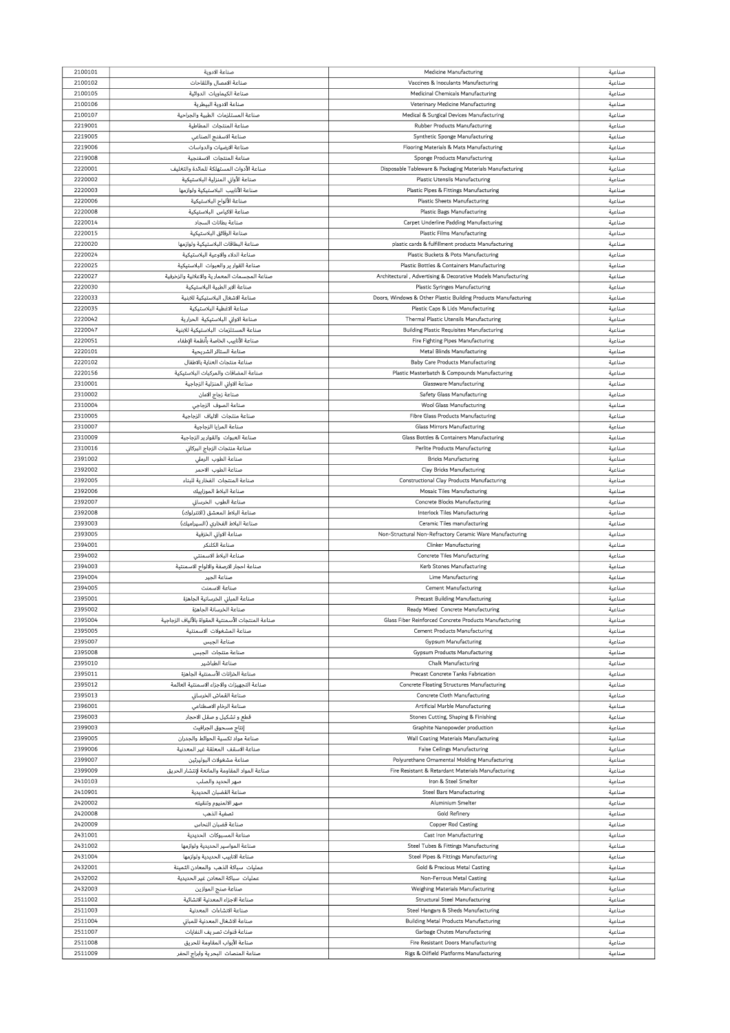| 2100101 | صناعة الادوية | Medicine Manufacturing | صناعية |
|---|---|---|---|
| 2100102 | صناعة الامصال واللقاحات | Vaccines & Inoculants Manufacturing | صناعية |
| 2100105 | صناعة الكيماويات الدوائية | Medicinal Chemicals Manufacturing | صناعية |
| 2100106 | صناعة الادوية البيطرية | Veterinary Medicine Manufacturing | صناعية |
| 2100107 | صناعة المستلزمات الطبية والجراحية | Medical & Surgical Devices Manufacturing | صناعية |
| 2219001 | صناعة المنتجات المطاطية | Rubber Products Manufacturing | صناعية |
| 2219005 | صناعة الاسفنج الصناعي | Synthetic Sponge Manufacturing | صناعية |
| 2219006 | صناعة الارضيات والدواسات | Flooring Materials & Mats Manufacturing | صناعية |
| 2219008 | صناعة المنتجات الاسفنجية | Sponge Products Manufacturing | صناعية |
| 2220001 | صناعة الأدوات المستهلكة للمائدة والتغليف | Disposable Tableware & Packaging Materials Manufacturing | صناعية |
| 2220002 | صناعة الأواني المنزلية البلاستيكية | Plastic Utensils Manufacturing | صناعية |
| 2220003 | صناعة الأنابيب البلاستيكية ولوازمها | Plastic Pipes & Fittings Manufacturing | صناعية |
| 2220006 | صناعة الألواح البلاستيكية | Plastic Sheets Manufacturing | صناعية |
| 2220008 | صناعة الاكياس البلاستيكية | Plastic Bags Manufacturing | صناعية |
| 2220014 | صناعة بطانات السجاد | Carpet Underline Padding Manufacturing | صناعية |
| 2220015 | صناعة الرقائق البلاستيكية | Plastic Films Manufacturing | صناعية |
| 2220020 | صناعة البطاقات البلاستيكية ولوازمها | plastic cards & fulfillment products Manufacturing | صناعية |
| 2220024 | صناعة الدلاء والاوعية البلاستيكية | Plastic Buckets & Pots Manufacturing | صناعية |
| 2220025 | صناعة القوارير والعبوات البلاستيكية | Plastic Bottles & Containers Manufacturing | صناعية |
| 2220027 | صناعة المجسمات المعمارية والاعلانية والزخرفية | Architectural , Advertising & Decorative Models Manufacturing | صناعية |
| 2220030 | صناعة الابر الطبية البلاستيكية | Plastic Syringes Manufacturing | صناعية |
| 2220033 | صناعة الاشغال البلاستيكية للابنية | Doors, Windows & Other Plastic Building Products Manufacturing | صناعية |
| 2220035 | صناعة الاغطية البلاستيكية | Plastic Caps & Lids Manufacturing | صناعية |
| 2220042 | صناعة الاواني البلاستيكية الحرارية | Thermal Plastic Utensils Manufacturing | صناعية |
| 2220047 | صناعة المستلزمات البلاستيكية للابنية | Building Plastic Requisites Manufacturing | صناعية |
| 2220051 | صناعة الأنابيب الخاصة بأنظمة الإطفاء | Fire Fighting Pipes Manufacturing | صناعية |
| 2220101 | صناعة الستائر الشريحية | Metal Blinds Manufacturing | صناعية |
| 2220102 | صناعة منتجات العناية بالاطفال | Baby Care Products Manufacturing | صناعية |
| 2220156 | صناعة المضافات والمركبات البلاستيكية | Plastic Masterbatch & Compounds Manufacturing | صناعية |
| 2310001 | صناعة الاواني المنزلية الزجاجية | Glassware Manufacturing | صناعية |
| 2310002 | صناعة زجاج الامان | Safety Glass Manufacturing | صناعية |
| 2310004 | صناعة الصوف الزجاجي | Wool Glass Manufacturing | صناعية |
| 2310005 | صناعة منتجات الالياف الزجاجية | Fibre Glass Products Manufacturing | صناعية |
| 2310007 | صناعة المرايا الزجاجية | Glass Mirrors Manufacturing | صناعية |
| 2310009 | صناعة العبوات والقوارير الزجاجية | Glass Bottles & Containers Manufacturing | صناعية |
| 2310016 | صناعة منتجات الزجاج البركاني | Perlite Products Manufacturing | صناعية |
| 2391002 | صناعة الطوب الرملي | Bricks Manufacturing | صناعية |
| 2392002 | صناعة الطوب الاحمر | Clay Bricks Manufacturing | صناعية |
| 2392005 | صناعة المنتجات الفخارية للبناء | Constructional Clay Products Manufacturing | صناعية |
| 2392006 | صناعة البلاط الموزاييك | Mosaic Tiles Manufacturing | صناعية |
| 2392007 | صناعة الطوب الخرساني | Concrete Blocks Manufacturing | صناعية |
| 2392008 | صناعة البلاط المعشق (الانترلوك) | Interlock Tiles Manufacturing | صناعية |
| 2393003 | صناعة البلاط الفخاري (السيراميك) | Ceramic Tiles manufacturing | صناعية |
| 2393005 | صناعة الاواني الخزفية | Non-Structural Non-Refractory Ceramic Ware Manufacturing | صناعية |
| 2394001 | صناعة الكلنكر | Clinker Manufacturing | صناعية |
| 2394002 | صناعة البلاط الاسمنتي | Concrete Tiles Manufacturing | صناعية |
| 2394003 | صناعة احجار الارصفة والالواح الاسمنتية | Kerb Stones Manufacturing | صناعية |
| 2394004 | صناعة الجير | Lime Manufacturing | صناعية |
| 2394005 | صناعة الاسمنت | Cement Manufacturing | صناعية |
| 2395001 | صناعة المباني الخرسانية الجاهزة | Precast Building Manufacturing | صناعية |
| 2395002 | صناعة الخرسانة الجاهزة | Ready Mixed Concrete Manufacturing | صناعية |
| 2395004 | صناعة المنتجات الأسمنتية المقواة بالألياف الزجاجية | Glass Fiber Reinforced Concrete Products Manufacturing | صناعية |
| 2395005 | صناعة المشغولات الاسمنتية | Cement Products Manufacturing | صناعية |
| 2395007 | صناعة الجبس | Gypsum Manufacturing | صناعية |
| 2395008 | صناعة منتجات الجبس | Gypsum Products Manufacturing | صناعية |
| 2395010 | صناعة الطباشير | Chalk Manufacturing | صناعية |
| 2395011 | صناعة الخزانات الأسمنتية الجاهزة | Precast Concrete Tanks Fabrication | صناعية |
| 2395012 | صناعة التجهيزات والاجزاء الاسمنتية العائمة | Concrete Floating Structures Manufacturing | صناعية |
| 2395013 | صناعة القماش الخرساني | Concrete Cloth Manufacturing | صناعية |
| 2396001 | صناعة الرخام الاصطناعي | Artificial Marble Manufacturing | صناعية |
| 2396003 | قطع و تشكيل و صقل الاحجار | Stones Cutting, Shaping & Finishing | صناعية |
| 2399003 | إنتاج مسحوق الجرافيت | Graphite Nanopowder production | صناعية |
| 2399005 | صناعة مواد تكسية الحوائط والجدران | Wall Coating Materials Manufacturing | صناعية |
| 2399006 | صناعة الاسقف المعلقة غير المعدنية | False Ceilings Manufacturing | صناعية |
| 2399007 | صناعة مشغولات البوليرثين | Polyurethane Ornamental Molding Manufacturing | صناعية |
| 2399009 | صناعة المواد المقاومة والمانعة لإنتشار الحريق | Fire Resistant & Retardant Materials Manufacturing | صناعية |
| 2410103 | صهر الحديد والصلب | Iron & Steel Smelter | صناعية |
| 2410901 | صناعة القضبان الحديدية | Steel Bars Manufacturing | صناعية |
| 2420002 | صهر الالمنيوم وتنقيته | Aluminium Smelter | صناعية |
| 2420008 | تصفية الذهب | Gold Refinery | صناعية |
| 2420009 | صناعة قضبان النحاس | Copper Rod Casting | صناعية |
| 2431001 | صناعة المسبوكات الحديدية | Cast Iron Manufacturing | صناعية |
| 2431002 | صناعة المواسير الحديدية ولوازمها | Steel Tubes & Fittings Manufacturing | صناعية |
| 2431004 | صناعة الانابيب الحديدية ولوازمها | Steel Pipes & Fittings Manufacturing | صناعية |
| 2432001 | عمليات سباكة الذهب والمعادن الثمينة | Gold & Precious Metal Casting | صناعية |
| 2432002 | عمليات سباكة المعادن غير الحديدية | Non-Ferrous Metal Casting | صناعية |
| 2432003 | صناعة صنج الموازين | Weighing Materials Manufacturing | صناعية |
| 2511002 | صناعة الاجزاء المعدنية الانشائية | Structural Steel Manufacturing | صناعية |
| 2511003 | صناعة الانشاءات المعدنية | Steel Hangars & Sheds Manufacturing | صناعية |
| 2511004 | صناعة الاشغال المعدنية للمباني | Building Metal Products Manufacturing | صناعية |
| 2511007 | صناعة قنوات تصريف النفايات | Garbage Chutes Manufacturing | صناعية |
| 2511008 | صناعة الأبواب المقاومة للحريق | Fire Resistant Doors Manufacturing | صناعية |
| 2511009 | صناعة المنصات البحرية وابراج الحفر | Rigs & Oilfield Platforms Manufacturing | صناعية |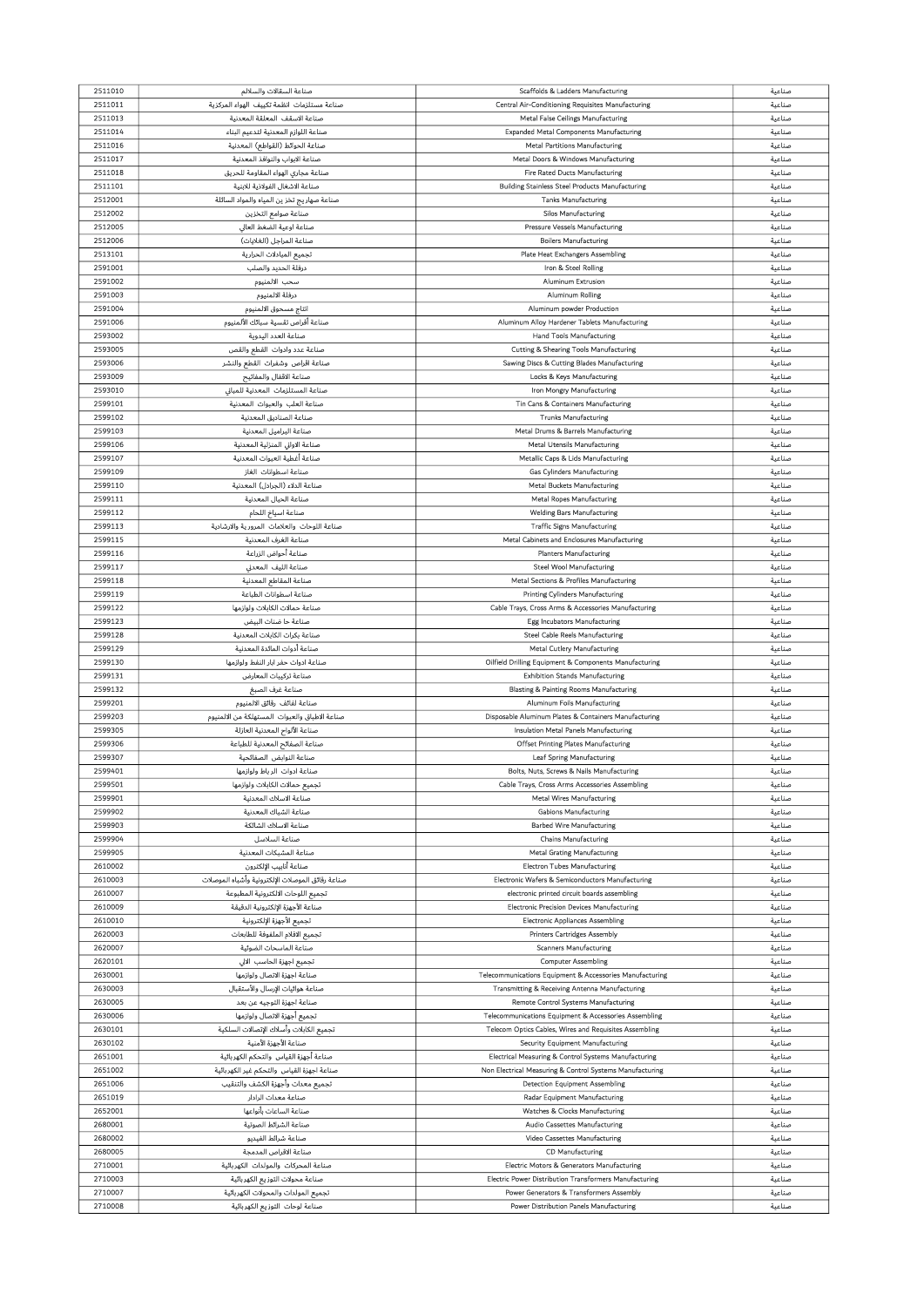| 2511010 | صناعة السقالات والسلالم | Scaffolds & Ladders Manufacturing | صناعية |
|---|---|---|---|
| 2511011 | صناعة مستلزمات انظمة تكييف الهواء المركزية | Central Air-Conditioning Requisites Manufacturing | صناعية |
| 2511013 | صناعة الاسقف المعلقة المعدنية | Metal False Ceilings Manufacturing | صناعية |
| 2511014 | صناعة اللوازم المعدنية لتدعيم البناء | Expanded Metal Components Manufacturing | صناعية |
| 2511016 | صناعة الحوائط (القواطع) المعدنية | Metal Partitions Manufacturing | صناعية |
| 2511017 | صناعة الابواب والنوافذ المعدنية | Metal Doors & Windows Manufacturing | صناعية |
| 2511018 | صناعة مجاري الهواء المقاومة للحريق | Fire Rated Ducts Manufacturing | صناعية |
| 2511101 | صناعة الاشغال الفولاذية للابنية | Building Stainless Steel Products Manufacturing | صناعية |
| 2512001 | صناعة صهاريج تخز ين المياه والمواد السائلة | Tanks Manufacturing | صناعية |
| 2512002 | صناعة صوامع التخزين | Silos Manufacturing | صناعية |
| 2512005 | صناعة اوعية الضغط العالي | Pressure Vessels Manufacturing | صناعية |
| 2512006 | صناعة المراجل (الغلايات) | Boilers Manufacturing | صناعية |
| 2513101 | تجميع المبادلات الحرارية | Plate Heat Exchangers Assembling | صناعية |
| 2591001 | درفلة الحديد والصلب | Iron & Steel Rolling | صناعية |
| 2591002 | سحب الالمنيوم | Aluminum Extrusion | صناعية |
| 2591003 | درفلة الالمنيوم | Aluminum Rolling | صناعية |
| 2591004 | انتاج مسحوق الالمنيوم | Aluminum powder Production | صناعية |
| 2591006 | صناعة أقراص تقسية سبائك الألمنيوم | Aluminum Alloy Hardener Tablets Manufacturing | صناعية |
| 2593002 | صناعة العدد اليدوية | Hand Tools Manufacturing | صناعية |
| 2593005 | صناعة عدد وادوات القطع والقص | Cutting & Shearing Tools Manufacturing | صناعية |
| 2593006 | صناعة اقراص وشفرات القطع والنشر | Sawing Discs & Cutting Blades Manufacturing | صناعية |
| 2593009 | صناعة الاقفال والمفاتيح | Locks & Keys Manufacturing | صناعية |
| 2593010 | صناعة المستلزمات المعدنية للمباني | Iron Mongry Manufacturing | صناعية |
| 2599101 | صناعة العلب والعبوات المعدنية | Tin Cans & Containers Manufacturing | صناعية |
| 2599102 | صناعة الصناديق المعدنية | Trunks Manufacturing | صناعية |
| 2599103 | صناعة البراميل المعدنية | Metal Drums & Barrels Manufacturing | صناعية |
| 2599106 | صناعة الاواني المنزلية المعدنية | Metal Utensils Manufacturing | صناعية |
| 2599107 | صناعة أغطية العبوات المعدنية | Metallic Caps & Lids Manufacturing | صناعية |
| 2599109 | صناعة اسطوانات الغاز | Gas Cylinders Manufacturing | صناعية |
| 2599110 | صناعة الدلاء (الجرادل) المعدنية | Metal Buckets Manufacturing | صناعية |
| 2599111 | صناعة الحبال المعدنية | Metal Ropes Manufacturing | صناعية |
| 2599112 | صناعة اسياخ اللحام | Welding Bars Manufacturing | صناعية |
| 2599113 | صناعة اللوحات والعلامات المرورية والارشادية | Traffic Signs Manufacturing | صناعية |
| 2599115 | صناعة الغرف المعدنية | Metal Cabinets and Enclosures Manufacturing | صناعية |
| 2599116 | صناعة أحواض الزراعة | Planters Manufacturing | صناعية |
| 2599117 | صناعة الليف المعدني | Steel Wool Manufacturing | صناعية |
| 2599118 | صناعة المقاطع المعدنية | Metal Sections & Profiles Manufacturing | صناعية |
| 2599119 | صناعة اسطوانات الطباعة | Printing Cylinders Manufacturing | صناعية |
| 2599122 | صناعة حمالات الكابلات ولوازمها | Cable Trays, Cross Arms & Accessories Manufacturing | صناعية |
| 2599123 | صناعة حا ضنات البيض | Egg Incubators Manufacturing | صناعية |
| 2599128 | صناعة بكرات الكابلات المعدنية | Steel Cable Reels Manufacturing | صناعية |
| 2599129 | صناعة أدوات المائدة المعدنية | Metal Cutlery Manufacturing | صناعية |
| 2599130 | صناعة ادوات حفر ابار النفط ولوازمها | Oilfield Drilling Equipment & Components Manufacturing | صناعية |
| 2599131 | صناعة تركيبات المعارض | Exhibition Stands Manufacturing | صناعية |
| 2599132 | صناعة غرف الصبغ | Blasting & Painting Rooms Manufacturing | صناعية |
| 2599201 | صناعة لفائف رقائق الالمنيوم | Aluminum Foils Manufacturing | صناعية |
| 2599203 | صناعة الاطباق والعبوات المستهلكة من الالمنيوم | Disposable Aluminum Plates & Containers Manufacturing | صناعية |
| 2599305 | صناعة الألواح المعدنية العازلة | Insulation Metal Panels Manufacturing | صناعية |
| 2599306 | صناعة الصفائح المعدنية للطباعة | Offset Printing Plates Manufacturing | صناعية |
| 2599307 | صناعة النوابض الصفائحية | Leaf Spring Manufacturing | صناعية |
| 2599401 | صناعة ادوات الربط ولوازمها | Bolts, Nuts, Screws & Nails Manufacturing | صناعية |
| 2599501 | تجميع حمالات الكابلات ولوازمها | Cable Trays, Cross Arms Accessories Assembling | صناعية |
| 2599901 | صناعة الاسلاك المعدنية | Metal Wires Manufacturing | صناعية |
| 2599902 | صناعة الشباك المعدنية | Gabions Manufacturing | صناعية |
| 2599903 | صناعة الاسلاك الشائكة | Barbed Wire Manufacturing | صناعية |
| 2599904 | صناعة السلاسل | Chains Manufacturing | صناعية |
| 2599905 | صناعة المشبكات المعدنية | Metal Grating Manufacturing | صناعية |
| 2610002 | صناعة أنابيب الإلكترون | Electron Tubes Manufacturing | صناعية |
| 2610003 | صناعة رقائق الموصلات الإلكترونية وأشباه الموصلات | Electronic Wafers & Semiconductors Manufacturing | صناعية |
| 2610007 | تجميع اللوحات الالكترونية المطبوعة | electronic printed circuit boards assembling | صناعية |
| 2610009 | صناعة الأجهزة الإلكترونية الدقيقة | Electronic Precision Devices Manufacturing | صناعية |
| 2610010 | تجميع الأجهزة الإلكترونية | Electronic Appliances Assembling | صناعية |
| 2620003 | تجميع الاقلام الملفوفة للطابعات | Printers Cartridges Assembly | صناعية |
| 2620007 | صناعة الماسحات الضوئية | Scanners Manufacturing | صناعية |
| 2620101 | تجميع اجهزة الحاسب الالي | Computer Assembling | صناعية |
| 2630001 | صناعة اجهزة الاتصال ولوازمها | Telecommunications Equipment & Accessories Manufacturing | صناعية |
| 2630003 | صناعة هوائيات الإرسال والأستقبال | Transmitting & Receiving Antenna Manufacturing | صناعية |
| 2630005 | صناعة اجهزة التوجيه عن بعد | Remote Control Systems Manufacturing | صناعية |
| 2630006 | تجميع أجهزة الاتصال ولوازمها | Telecommunications Equipment & Accessories Assembling | صناعية |
| 2630101 | تجميع الكابلات وأسلاك الإتصالات السلكية | Telecom Optics Cables, Wires and Requisites Assembling | صناعية |
| 2630102 | صناعة الأجهزة الأمنية | Security Equipment Manufacturing | صناعية |
| 2651001 | صناعة أجهزة القياس والتحكم الكهربائية | Electrical Measuring & Control Systems Manufacturing | صناعية |
| 2651002 | صناعة اجهزة القياس والتحكم غير الكهربائية | Non Electrical Measuring & Control Systems Manufacturing | صناعية |
| 2651006 | تجميع معدات وأجهزة الكشف والتنقيب | Detection Equipment Assembling | صناعية |
| 2651019 | صناعة معدات الرادار | Radar Equipment Manufacturing | صناعية |
| 2652001 | صناعة الساعات بأنواعها | Watches & Clocks Manufacturing | صناعية |
| 2680001 | صناعة الشرائط الصوتية | Audio Cassettes Manufacturing | صناعية |
| 2680002 | صناعة شرائط الفيديو | Video Cassettes Manufacturing | صناعية |
| 2680005 | صناعة الاقراص المدمجة | CD Manufacturing | صناعية |
| 2710001 | صناعة المحركات والمولدات الكهربائية | Electric Motors & Generators Manufacturing | صناعية |
| 2710003 | صناعة محولات التوزيع الكهربائية | Electric Power Distribution Transformers Manufacturing | صناعية |
| 2710007 | تجميع المولدات والمحولات الكهربائية | Power Generators & Transformers Assembly | صناعية |
| 2710008 | صناعة لوحات التوزيع الكهربائية | Power Distribution Panels Manufacturing | صناعية |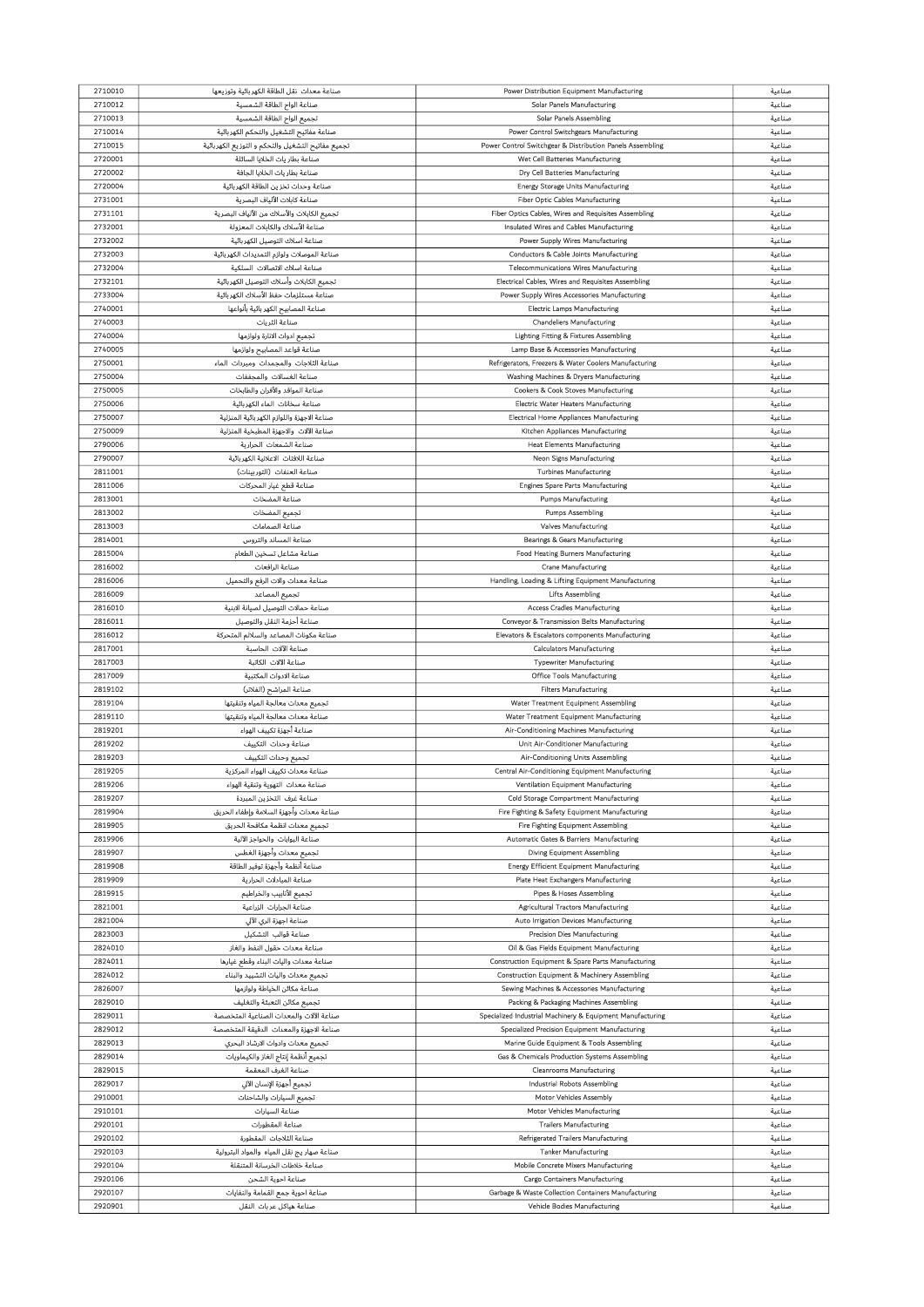| 2710010 | صناعة معدات نقل الطاقة الكهربائية وتوزيعها | Power Distribution Equipment Manufacturing | صناعية |
|---|---|---|---|
| 2710012 | صناعة الواح الطاقة الشمسية | Solar Panels Manufacturing | صناعية |
| 2710013 | تجميع الواح الطاقة الشمسية | Solar Panels Assembling | صناعية |
| 2710014 | صناعة مفاتيح التشغيل والتحكم الكهربائية | Power Control Switchgears Manufacturing | صناعية |
| 2710015 | تجميع مفاتيح التشغيل والتحكم و التوزيع الكهربائية | Power Control Switchgear & Distribution Panels Assembling | صناعية |
| 2720001 | صناعة بطاريات الخلايا السائلة | Wet Cell Batteries Manufacturing | صناعية |
| 2720002 | صناعة بطاريات الخلايا الجافة | Dry Cell Batteries Manufacturing | صناعية |
| 2720004 | صناعة وحدات تخزين الطاقة الكهربائية | Energy Storage Units Manufacturing | صناعية |
| 2731001 | صناعة كابلات الألياف البصرية | Fiber Optic Cables Manufacturing | صناعية |
| 2731101 | تجميع الكابلات والأسلاك من الألياف البصرية | Fiber Optics Cables, Wires and Requisites Assembling | صناعية |
| 2732001 | صناعة الأسلاك والكابلات المعزولة | Insulated Wires and Cables Manufacturing | صناعية |
| 2732002 | صناعة اسلاك التوصيل الكهربائية | Power Supply Wires Manufacturing | صناعية |
| 2732003 | صناعة الموصلات ولوازم التمديدات الكهربائية | Conductors & Cable Joints Manufacturing | صناعية |
| 2732004 | صناعة اسلاك الاتصالات السلكية | Telecommunications Wires Manufacturing | صناعية |
| 2732101 | تجميع الكابلات وأسلاك التوصيل الكهربائية | Electrical Cables, Wires and Requisites Assembling | صناعية |
| 2733004 | صناعة مستلزمات حفظ الأسلاك الكهربائية | Power Supply Wires Accessories Manufacturing | صناعية |
| 2740001 | صناعة المصابيح الكهربائية بأنواعها | Electric Lamps Manufacturing | صناعية |
| 2740003 | صناعة الثريات | Chandeliers Manufacturing | صناعية |
| 2740004 | تجميع ادوات الانارة ولوازمها | Lighting Fitting & Fixtures Assembling | صناعية |
| 2740005 | صناعة قواعد المصابيح ولوازمها | Lamp Base & Accessories Manufacturing | صناعية |
| 2750001 | صناعة الثلاجات والمجمدات ومبردات الماء | Refrigerators, Freezers & Water Coolers Manufacturing | صناعية |
| 2750004 | صناعة الغسالات والمجففات | Washing Machines & Dryers Manufacturing | صناعية |
| 2750005 | صناعة المواقد والأفران والطابخات | Cookers & Cook Stoves Manufacturing | صناعية |
| 2750006 | صناعة سخانات الماء الكهربائية | Electric Water Heaters Manufacturing | صناعية |
| 2750007 | صناعة الاجهزة واللوازم الكهربائية المنزلية | Electrical Home Appliances Manufacturing | صناعية |
| 2750009 | صناعة الآلات والاجهزة المطبخية المنزلية | Kitchen Appliances Manufacturing | صناعية |
| 2790006 | صناعة الشمعات الحرارية | Heat Elements Manufacturing | صناعية |
| 2790007 | صناعة اللافتات الاعلانية الكهربائية | Neon Signs Manufacturing | صناعية |
| 2811001 | صناعة العنفات (التوربينات) | Turbines Manufacturing | صناعية |
| 2811006 | صناعة قطع غيار المحركات | Engines Spare Parts Manufacturing | صناعية |
| 2813001 | صناعة المضخات | Pumps Manufacturing | صناعية |
| 2813002 | تجميع المضخات | Pumps Assembling | صناعية |
| 2813003 | صناعة الصمامات | Valves Manufacturing | صناعية |
| 2814001 | صناعة المساند والتروس | Bearings & Gears Manufacturing | صناعية |
| 2815004 | صناعة مشاعل تسخين الطعام | Food Heating Burners Manufacturing | صناعية |
| 2816002 | صناعة الرافعات | Crane Manufacturing | صناعية |
| 2816006 | صناعة معدات وآلات الرفع والتحميل | Handling, Loading & Lifting Equipment Manufacturing | صناعية |
| 2816009 | تجميع المصاعد | Lifts Assembling | صناعية |
| 2816010 | صناعة حمالات التوصيل لصيانة الابنية | Access Cradles Manufacturing | صناعية |
| 2816011 | صناعة أحزمة النقل والتوصيل | Conveyor & Transmission Belts Manufacturing | صناعية |
| 2816012 | صناعة مكونات المصاعد والسلالم المتحركة | Elevators & Escalators components Manufacturing | صناعية |
| 2817001 | صناعة الآلات الحاسبة | Calculators Manufacturing | صناعية |
| 2817003 | صناعة الآلات الكاتبة | Typewriter Manufacturing | صناعية |
| 2817009 | صناعة الادوات المكتبية | Office Tools Manufacturing | صناعية |
| 2819102 | صناعة المراشح (الفلاتر) | Filters Manufacturing | صناعية |
| 2819104 | تجميع معدات معالجة المياه وتنقيتها | Water Treatment Equipment Assembling | صناعية |
| 2819110 | صناعة معدات معالجة المياه وتنقيتها | Water Treatment Equipment Manufacturing | صناعية |
| 2819201 | صناعة أجهزة تكييف الهواء | Air-Conditioning Machines Manufacturing | صناعية |
| 2819202 | صناعة وحدات التكييف | Unit Air-Conditioner Manufacturing | صناعية |
| 2819203 | تجميع وحدات التكييف | Air-Conditioning Units Assembling | صناعية |
| 2819205 | صناعة معدات تكييف الهواء المركزية | Central Air-Conditioning Equipment Manufacturing | صناعية |
| 2819206 | صناعة معدات التهوية وتنقية الهواء | Ventilation Equipment Manufacturing | صناعية |
| 2819207 | صناعة غرف التخزين المبردة | Cold Storage Compartment Manufacturing | صناعية |
| 2819904 | صناعة معدات وأجهزة السلامة وإطفاء الحريق | Fire Fighting & Safety Equipment Manufacturing | صناعية |
| 2819905 | تجميع معدات انظمة مكافحة الحريق | Fire Fighting Equipment Assembling | صناعية |
| 2819906 | صناعة البوابات والحواجز الآلية | Automatic Gates & Barriers Manufacturing | صناعية |
| 2819907 | تجميع معدات وأجهزة الغطس | Diving Equipment Assembling | صناعية |
| 2819908 | صناعة أنظمة وأجهزة توفير الطاقة | Energy Efficient Equipment Manufacturing | صناعية |
| 2819909 | صناعة المبادلات الحرارية | Plate Heat Exchangers Manufacturing | صناعية |
| 2819915 | تجميع الأنابيب والخراطيم | Pipes & Hoses Assembling | صناعية |
| 2821001 | صناعة الجرارات الزراعية | Agricultural Tractors Manufacturing | صناعية |
| 2821004 | صناعة اجهزة الري الآلي | Auto Irrigation Devices Manufacturing | صناعية |
| 2823003 | صناعة قوالب التشكيل | Precision Dies Manufacturing | صناعية |
| 2824010 | صناعة معدات حقول النفط والغاز | Oil & Gas Fields Equipment Manufacturing | صناعية |
| 2824011 | صناعة معدات واليات البناء وقطع غيارها | Construction Equipment & Spare Parts Manufacturing | صناعية |
| 2824012 | تجميع معدات واليات التشييد والبناء | Construction Equipment & Machinery Assembling | صناعية |
| 2826007 | صناعة مكائن الخياطة ولوازمها | Sewing Machines & Accessories Manufacturing | صناعية |
| 2829010 | تجميع مكائن التعبئة والتغليف | Packing & Packaging Machines Assembling | صناعية |
| 2829011 | صناعة الآلات والمعدات الصناعية المتخصصة | Specialized Industrial Machinery & Equipment Manufacturing | صناعية |
| 2829012 | صناعة الاجهزة والمعدات الدقيقة المتخصصة | Specialized Precision Equipment Manufacturing | صناعية |
| 2829013 | تجميع معدات وادوات الارشاد البحري | Marine Guide Equipment & Tools Assembling | صناعية |
| 2829014 | تجميع أنظمة إنتاج الغاز والكيماويات | Gas & Chemicals Production Systems Assembling | صناعية |
| 2829015 | صناعة الغرف المعقمة | Cleanrooms Manufacturing | صناعية |
| 2829017 | تجميع أجهزة الإنسان الآلي | Industrial Robots Assembling | صناعية |
| 2910001 | تجميع السيارات والشاحنات | Motor Vehicles Assembly | صناعية |
| 2910101 | صناعة السيارات | Motor Vehicles Manufacturing | صناعية |
| 2920101 | صناعة المقطورات | Trailers Manufacturing | صناعية |
| 2920102 | صناعة الثلاجات المقطورة | Refrigerated Trailers Manufacturing | صناعية |
| 2920103 | صناعة صهاريج نقل المياه والمواد البترولية | Tanker Manufacturing | صناعية |
| 2920104 | صناعة خلاطات الخرسانة المتنقلة | Mobile Concrete Mixers Manufacturing | صناعية |
| 2920106 | صناعة احوية الشحن | Cargo Containers Manufacturing | صناعية |
| 2920107 | صناعة احوية جمع القمامة والنفايات | Garbage & Waste Collection Containers Manufacturing | صناعية |
| 2920901 | صناعة هياكل عربات النقل | Vehicle Bodies Manufacturing | صناعية |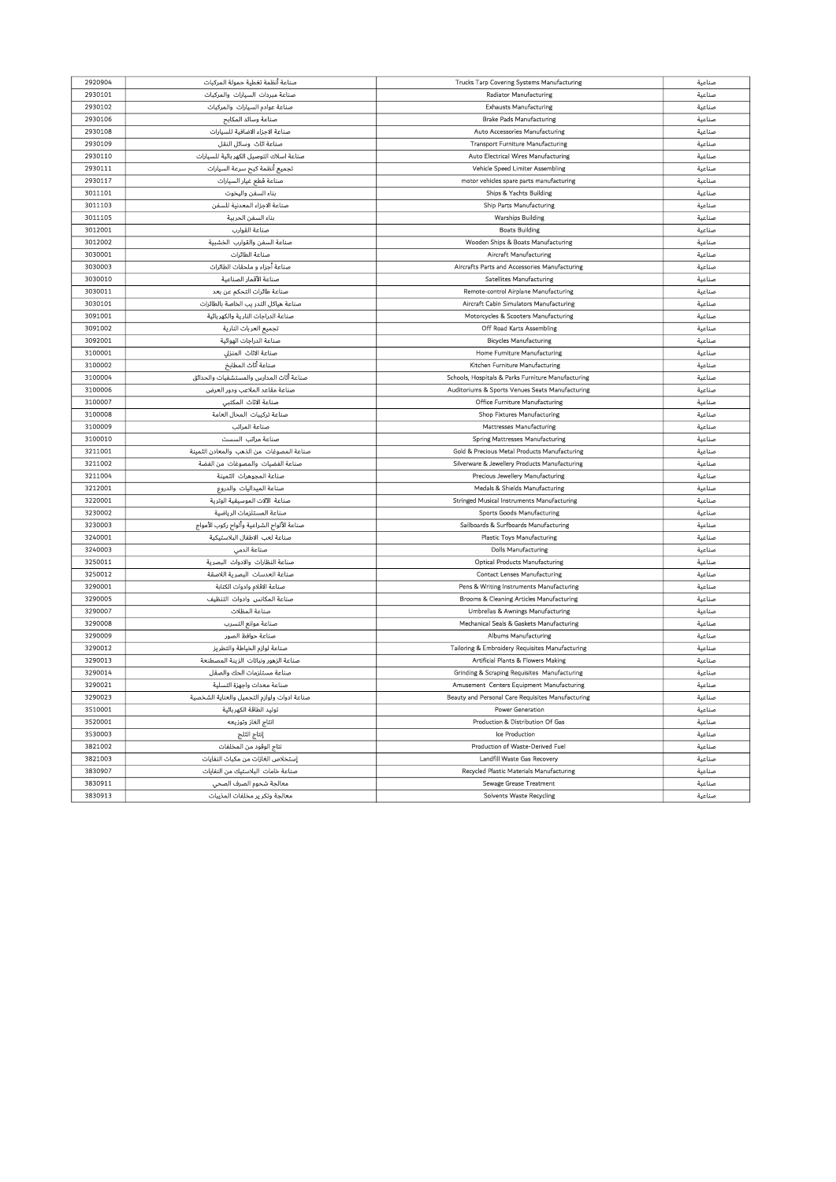| | | | |
|---|---|---|---|
| 2920904 | صناعة أنظمة تغطية حمولة المركبات | Trucks Tarp Covering Systems Manufacturing | صناعية |
| 2930101 | صناعة مبردات السيارات والمركبات | Radiator Manufacturing | صناعية |
| 2930102 | صناعة عوادم السيارات والمركبات | Exhausts Manufacturing | صناعية |
| 2930106 | صناعة وسائد المكابح | Brake Pads Manufacturing | صناعية |
| 2930108 | صناعة الاجزاء الاضافية للسيارات | Auto Accessories Manufacturing | صناعية |
| 2930109 | صناعة اثاث وسائل النقل | Transport Furniture Manufacturing | صناعية |
| 2930110 | صناعة اسلاك التوصيل الكهربائية للسيارات | Auto Electrical Wires Manufacturing | صناعية |
| 2930111 | تجميع أنظمة كبح سرعة السيارات | Vehicle Speed Limiter Assembling | صناعية |
| 2930117 | صناعة قطع غيار السيارات | motor vehicles spare parts manufacturing | صناعية |
| 3011101 | بناء السفن واليخوت | Ships & Yachts Building | صناعية |
| 3011103 | صناعة الاجزاء المعدنية للسفن | Ship Parts Manufacturing | صناعية |
| 3011105 | بناء السفن الحربية | Warships Building | صناعية |
| 3012001 | صناعة القوارب | Boats Building | صناعية |
| 3012002 | صناعة السفن والقوارب الخشبية | Wooden Ships & Boats Manufacturing | صناعية |
| 3030001 | صناعة الطائرات | Aircraft Manufacturing | صناعية |
| 3030003 | صناعة أجزاء و ملحقات الطائرات | Aircrafts Parts and Accessories Manufacturing | صناعية |
| 3030010 | صناعة الأقمار الصناعية | Satellites Manufacturing | صناعية |
| 3030011 | صناعة طائرات التحكم عن بعد | Remote-control Airplane Manufacturing | صناعية |
| 3030101 | صناعة هياكل التدريب الخاصة بالطائرات | Aircraft Cabin Simulators Manufacturing | صناعية |
| 3091001 | صناعة الدراجات النارية والكهربائية | Motorcycles & Scooters Manufacturing | صناعية |
| 3091002 | تجميع العربات النارية | Off Road Karts Assembling | صناعية |
| 3092001 | صناعة الدراجات الهوائية | Bicycles Manufacturing | صناعية |
| 3100001 | صناعة الاثاث المنزلي | Home Furniture Manufacturing | صناعية |
| 3100002 | صناعة أثاث المطابخ | Kitchen Furniture Manufacturing | صناعية |
| 3100004 | صناعة أثاث المدارس والمستشفيات والحدائق | Schools, Hospitals & Parks Furniture Manufacturing | صناعية |
| 3100006 | صناعة مقاعد الملاعب ودور العرض | Auditoriums & Sports Venues Seats Manufacturing | صناعية |
| 3100007 | صناعة الاثاث المكتبي | Office Furniture Manufacturing | صناعية |
| 3100008 | صناعة تركيبات المحال العامة | Shop Fixtures Manufacturing | صناعية |
| 3100009 | صناعة المراتب | Mattresses Manufacturing | صناعية |
| 3100010 | صناعة مراتب السست | Spring Mattresses Manufacturing | صناعية |
| 3211001 | صناعة المصوغات من الذهب والمعادن الثمينة | Gold & Precious Metal Products Manufacturing | صناعية |
| 3211002 | صناعة الفضيات والمصوغات من الفضة | Silverware & Jewellery Products Manufacturing | صناعية |
| 3211004 | صناعة المجوهرات الثمينة | Precious Jewellery Manufacturing | صناعية |
| 3212001 | صناعة الميداليات والدروع | Medals & Shields Manufacturing | صناعية |
| 3220001 | صناعة الالات الموسيقية الوترية | Stringed Musical Instruments Manufacturing | صناعية |
| 3230002 | صناعة المستلزمات الرياضية | Sports Goods Manufacturing | صناعية |
| 3230003 | صناعة الألواح الشراعية وألواح ركوب الأمواج | Sailboards & Surfboards Manufacturing | صناعية |
| 3240001 | صناعة لعب الاطفال البلاستيكية | Plastic Toys Manufacturing | صناعية |
| 3240003 | صناعة الدمى | Dolls Manufacturing | صناعية |
| 3250011 | صناعة النظارات والادوات البصرية | Optical Products Manufacturing | صناعية |
| 3250012 | صناعة العدسات البصرية اللاصقة | Contact Lenses Manufacturing | صناعية |
| 3290001 | صناعة الاقلام وادوات الكتابة | Pens & Writing Instruments Manufacturing | صناعية |
| 3290005 | صناعة المكانس وادوات التنظيف | Brooms & Cleaning Articles Manufacturing | صناعية |
| 3290007 | صناعة المظلات | Umbrellas & Awnings Manufacturing | صناعية |
| 3290008 | صناعة موانع التسرب | Mechanical Seals & Gaskets Manufacturing | صناعية |
| 3290009 | صناعة حوافظ الصور | Albums Manufacturing | صناعية |
| 3290012 | صناعة لوازم الخياطة والتطريز | Tailoring & Embroidery Requisites Manufacturing | صناعية |
| 3290013 | صناعة الزهور ونباتات الزينة المصطنعة | Artificial Plants & Flowers Making | صناعية |
| 3290014 | صناعة مستلزمات الحك والصقل | Grinding & Scraping Requisites Manufacturing | صناعية |
| 3290021 | صناعة معدات واجهزة التسلية | Amusement Centers Equipment Manufacturing | صناعية |
| 3290023 | صناعة ادوات ولوازم التجميل والعناية الشخصية | Beauty and Personal Care Requisites Manufacturing | صناعية |
| 3510001 | توليد الطاقة الكهربائية | Power Generation | صناعية |
| 3520001 | انتاج الغاز وتوزيعه | Production & Distribution Of Gas | صناعية |
| 3530003 | إنتاج الثلج | Ice Production | صناعية |
| 3821002 | نتاج الوقود من المخلفات | Production of Waste-Derived Fuel | صناعية |
| 3821003 | إستخلاص الغازات من مكبات النفايات | Landfill Waste Gas Recovery | صناعية |
| 3830907 | صناعة خامات البلاستيك من النفايات | Recycled Plastic Materials Manufacturing | صناعية |
| 3830911 | معالجة شحوم الصرف الصحي | Sewage Grease Treatment | صناعية |
| 3830913 | معالجة وتكرير مخلفات المذيبات | Solvents Waste Recycling | صناعية |